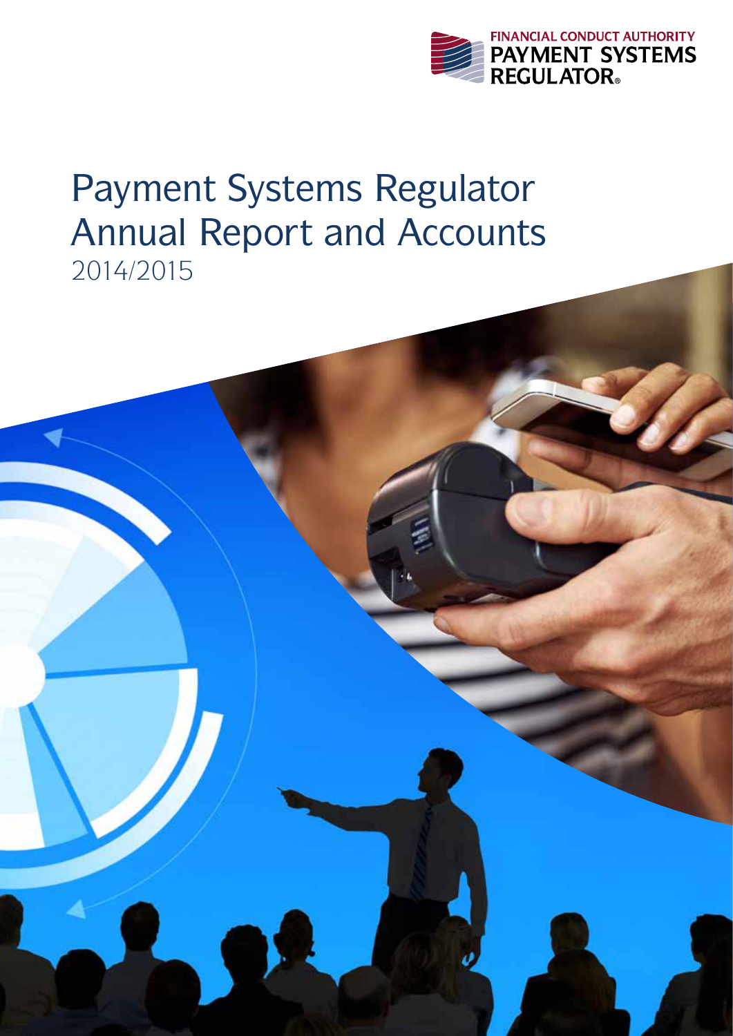FINANCIAL CONDUCT AUTHORITY
PAYMENT SYSTEMS
REGULATOR®

# Payment Systems Regulator Annual Report and Accounts

2014/2015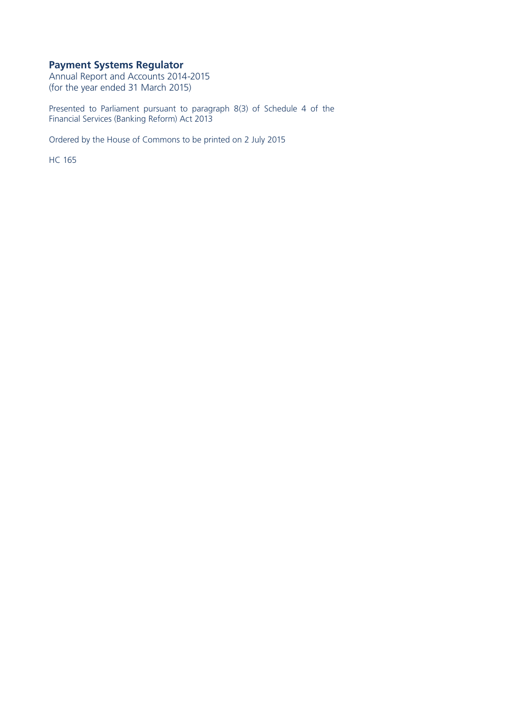**Payment Systems Regulator**

Annual Report and Accounts 2014-2015
(for the year ended 31 March 2015)

Presented to Parliament pursuant to paragraph 8(3) of Schedule 4 of the Financial Services (Banking Reform) Act 2013

Ordered by the House of Commons to be printed on 2 July 2015

HC 165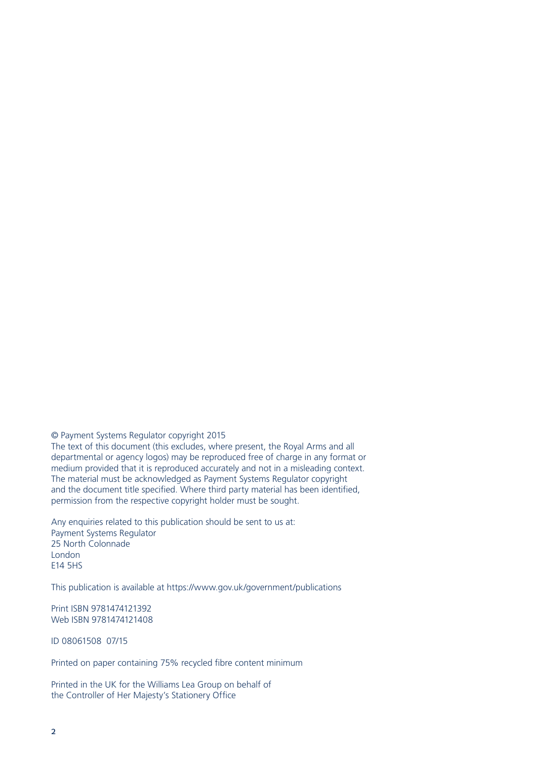© Payment Systems Regulator copyright 2015
The text of this document (this excludes, where present, the Royal Arms and all departmental or agency logos) may be reproduced free of charge in any format or medium provided that it is reproduced accurately and not in a misleading context. The material must be acknowledged as Payment Systems Regulator copyright and the document title specified. Where third party material has been identified, permission from the respective copyright holder must be sought.

Any enquiries related to this publication should be sent to us at:
Payment Systems Regulator
25 North Colonnade
London
E14 5HS

This publication is available at https://www.gov.uk/government/publications

Print ISBN 9781474121392
Web ISBN 9781474121408

ID 08061508 07/15

Printed on paper containing 75% recycled fibre content minimum

Printed in the UK for the Williams Lea Group on behalf of
the Controller of Her Majesty's Stationery Office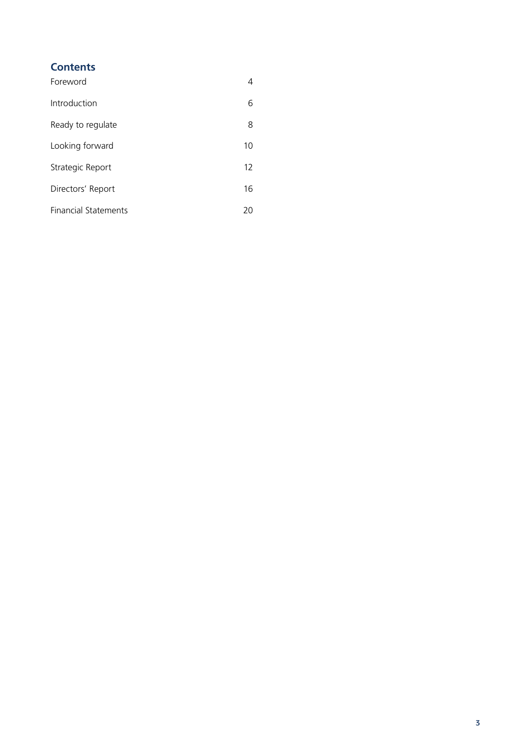## Contents

| | |
|---|---|
| Foreword | 4 |
| Introduction | 6 |
| Ready to regulate | 8 |
| Looking forward | 10 |
| Strategic Report | 12 |
| Directors' Report | 16 |
| Financial Statements | 20 |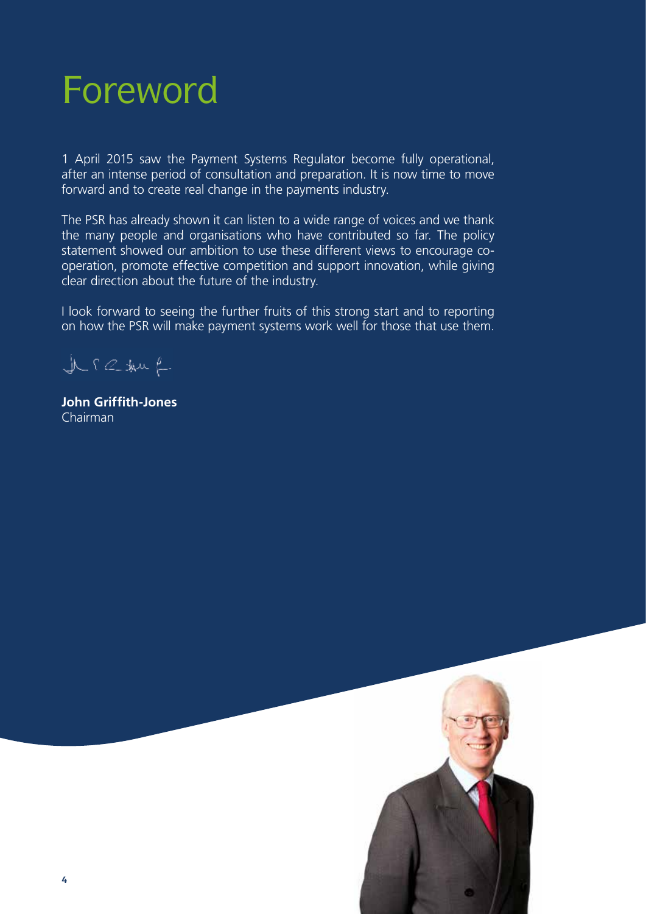# Foreword

1 April 2015 saw the Payment Systems Regulator become fully operational, after an intense period of consultation and preparation. It is now time to move forward and to create real change in the payments industry.

The PSR has already shown it can listen to a wide range of voices and we thank the many people and organisations who have contributed so far. The policy statement showed our ambition to use these different views to encourage co-operation, promote effective competition and support innovation, while giving clear direction about the future of the industry.

I look forward to seeing the further fruits of this strong start and to reporting on how the PSR will make payment systems work well for those that use them.

**John Griffith-Jones**
Chairman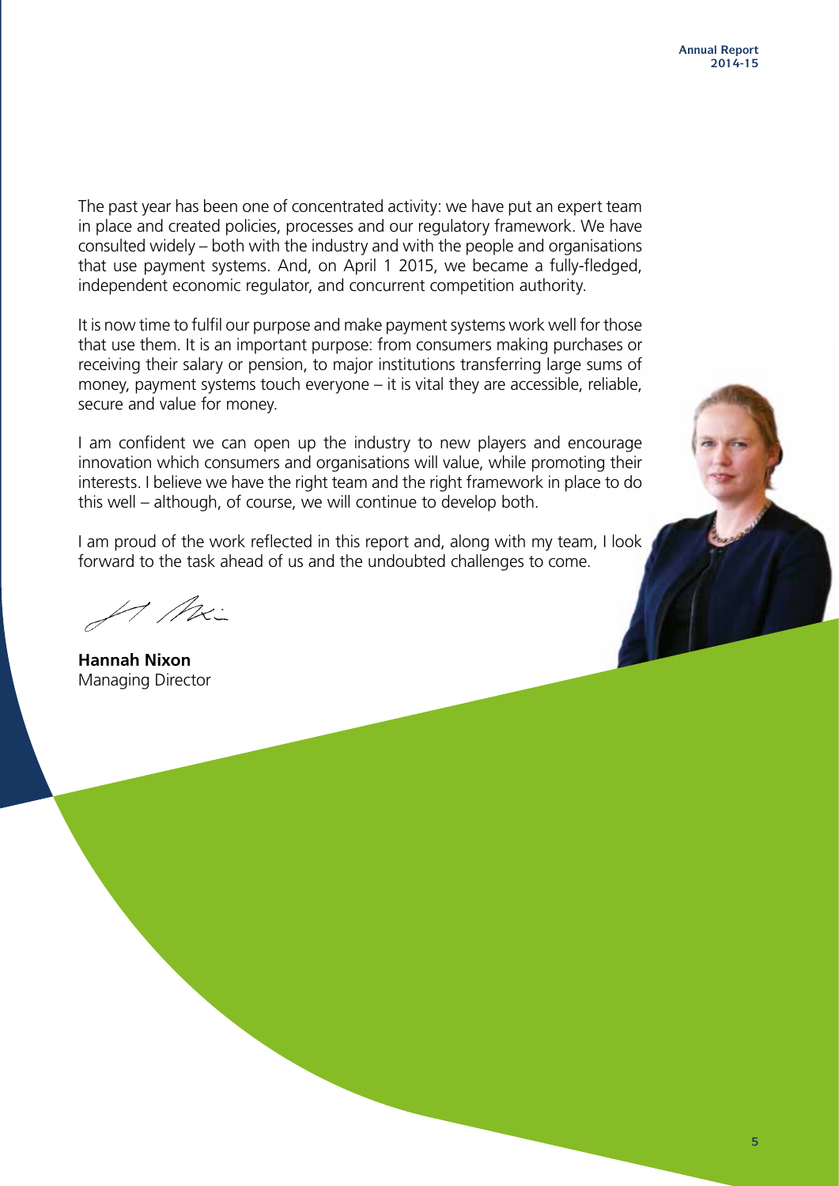The past year has been one of concentrated activity: we have put an expert team in place and created policies, processes and our regulatory framework. We have consulted widely – both with the industry and with the people and organisations that use payment systems. And, on April 1 2015, we became a fully-fledged, independent economic regulator, and concurrent competition authority.

It is now time to fulfil our purpose and make payment systems work well for those that use them. It is an important purpose: from consumers making purchases or receiving their salary or pension, to major institutions transferring large sums of money, payment systems touch everyone – it is vital they are accessible, reliable, secure and value for money.

I am confident we can open up the industry to new players and encourage innovation which consumers and organisations will value, while promoting their interests. I believe we have the right team and the right framework in place to do this well – although, of course, we will continue to develop both.

I am proud of the work reflected in this report and, along with my team, I look forward to the task ahead of us and the undoubted challenges to come.

**Hannah Nixon**
Managing Director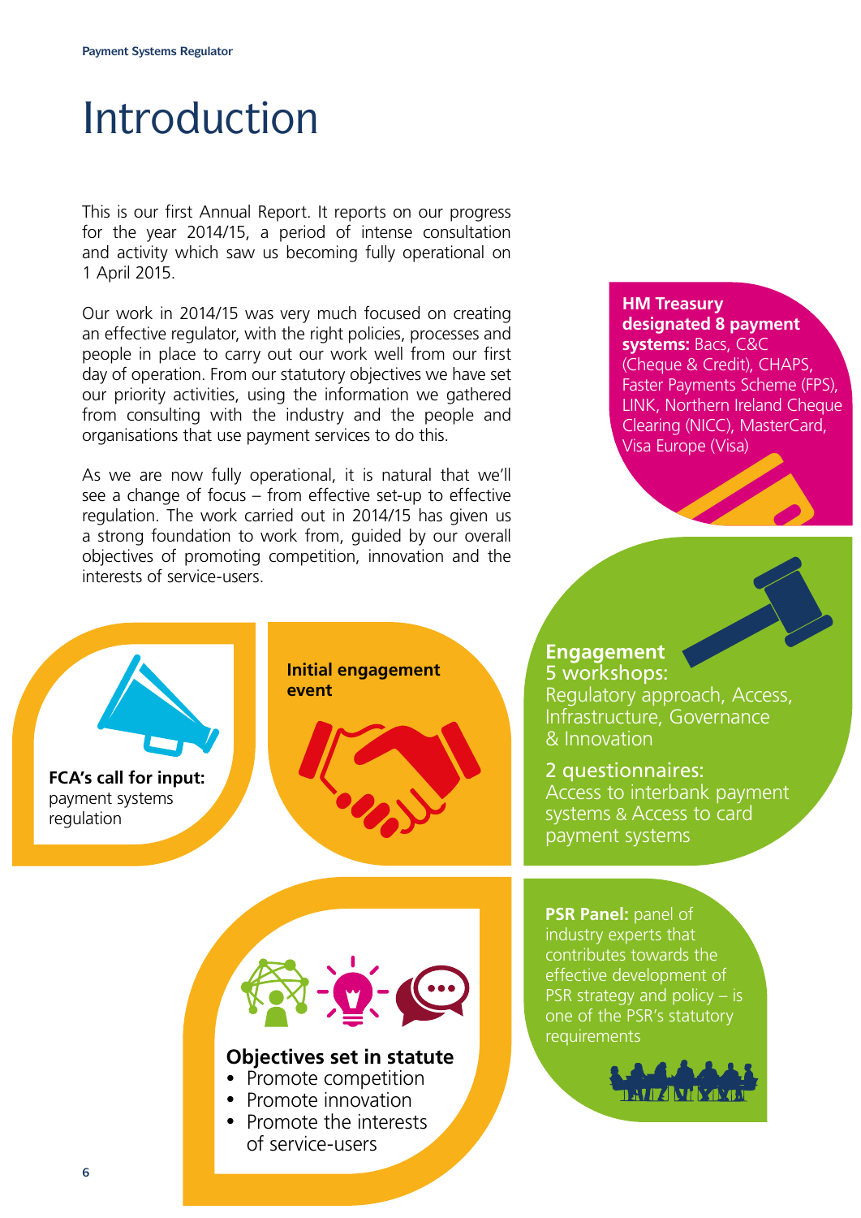# Introduction

This is our first Annual Report. It reports on our progress for the year 2014/15, a period of intense consultation and activity which saw us becoming fully operational on 1 April 2015.

Our work in 2014/15 was very much focused on creating an effective regulator, with the right policies, processes and people in place to carry out our work well from our first day of operation. From our statutory objectives we have set our priority activities, using the information we gathered from consulting with the industry and the people and organisations that use payment services to do this.

As we are now fully operational, it is natural that we'll see a change of focus – from effective set-up to effective regulation. The work carried out in 2014/15 has given us a strong foundation to work from, guided by our overall objectives of promoting competition, innovation and the interests of service-users.

**HM Treasury designated 8 payment systems:** Bacs, C&C (Cheque & Credit), CHAPS, Faster Payments Scheme (FPS), LINK, Northern Ireland Cheque Clearing (NICC), MasterCard, Visa Europe (Visa)

**FCA's call for input:** payment systems regulation

**Initial engagement event**

**Engagement**
5 workshops:
Regulatory approach, Access, Infrastructure, Governance & Innovation

2 questionnaires:
Access to interbank payment systems & Access to card payment systems

**Objectives set in statute**
- Promote competition
- Promote innovation
- Promote the interests of service-users

**PSR Panel:** panel of industry experts that contributes towards the effective development of PSR strategy and policy – is one of the PSR's statutory requirements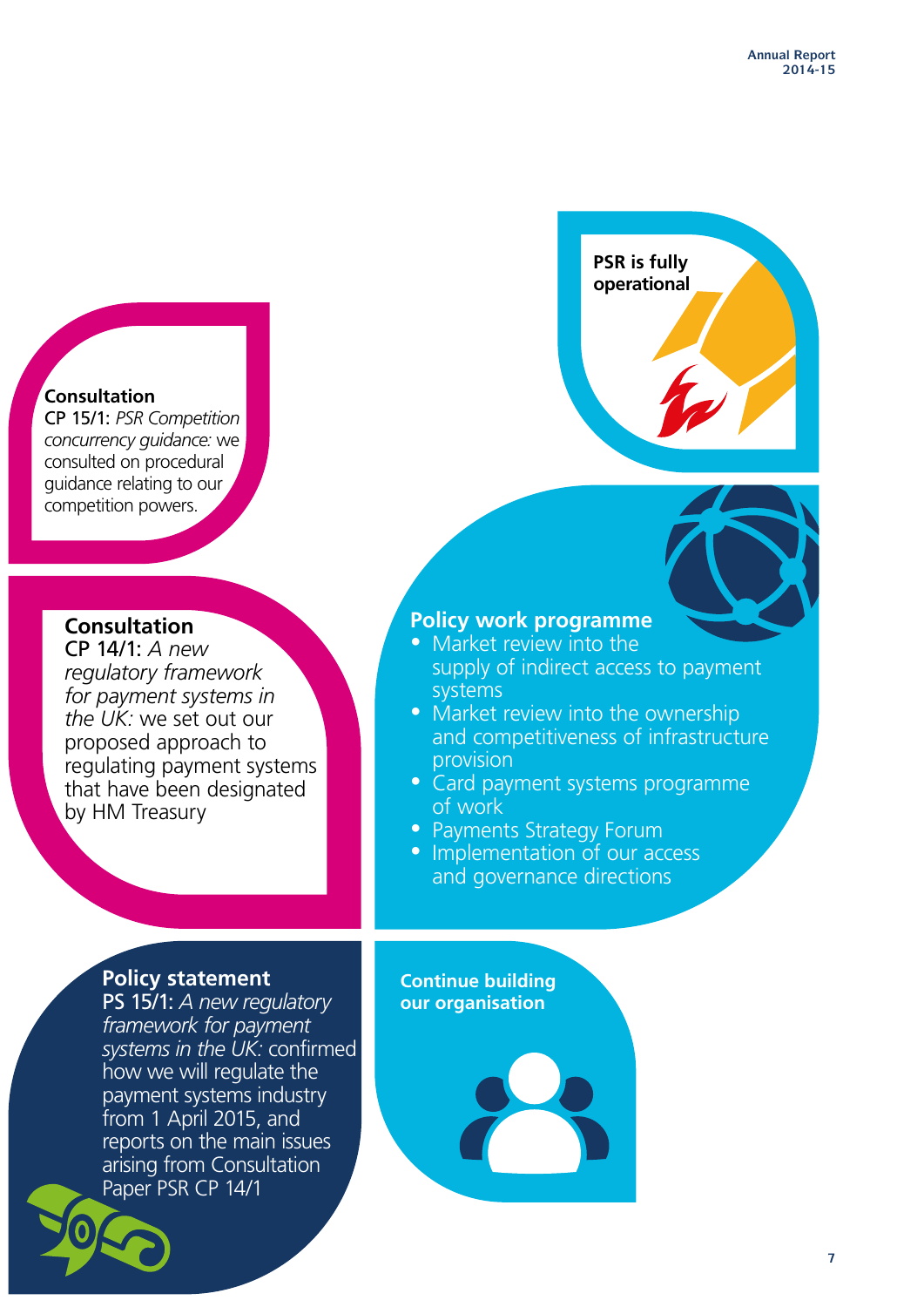**PSR is fully operational**

**Consultation**
CP 15/1: *PSR Competition concurrency guidance:* we consulted on procedural guidance relating to our competition powers.

**Consultation**
CP 14/1: *A new regulatory framework for payment systems in the UK:* we set out our proposed approach to regulating payment systems that have been designated by HM Treasury

**Policy work programme**

- Market review into the supply of indirect access to payment systems
- Market review into the ownership and competitiveness of infrastructure provision
- Card payment systems programme of work
- Payments Strategy Forum
- Implementation of our access and governance directions

**Policy statement**
PS 15/1: *A new regulatory framework for payment systems in the UK:* confirmed how we will regulate the payment systems industry from 1 April 2015, and reports on the main issues arising from Consultation Paper PSR CP 14/1

**Continue building our organisation**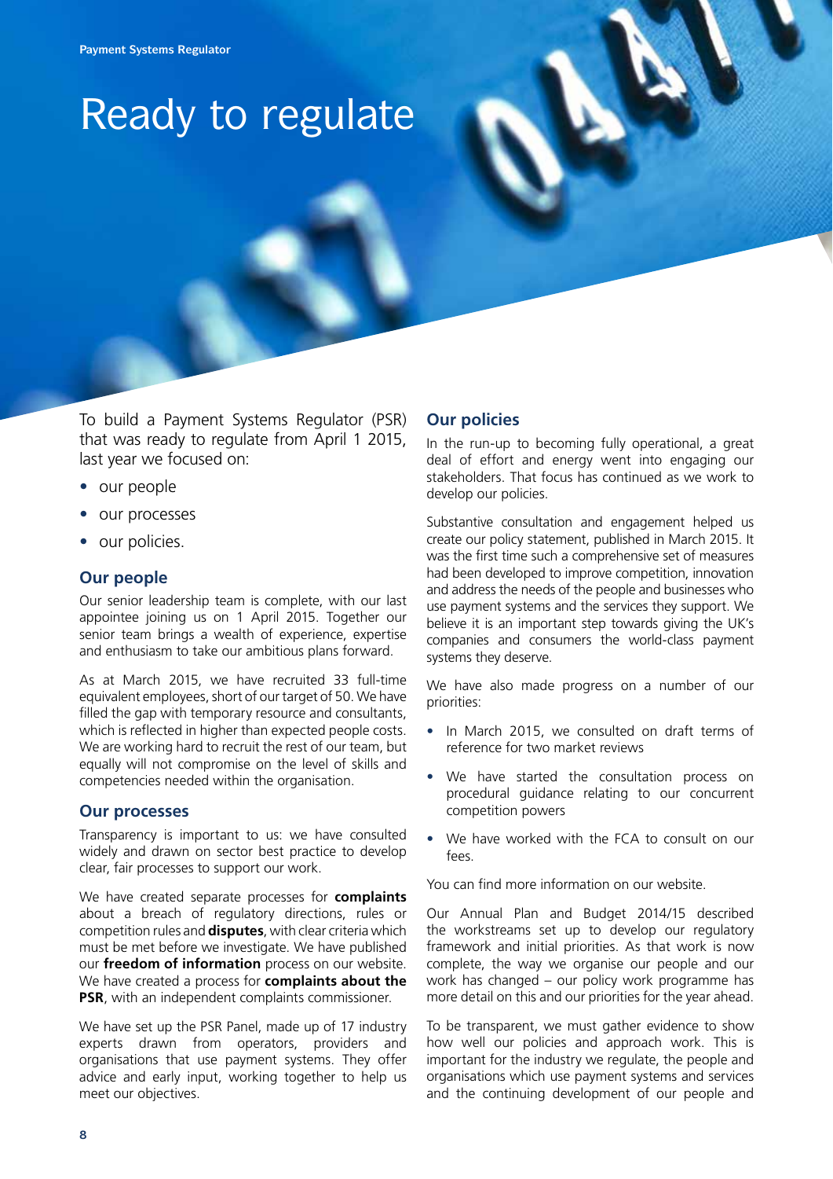# Ready to regulate

To build a Payment Systems Regulator (PSR) that was ready to regulate from April 1 2015, last year we focused on:

- our people
- our processes
- our policies.

## Our people

Our senior leadership team is complete, with our last appointee joining us on 1 April 2015. Together our senior team brings a wealth of experience, expertise and enthusiasm to take our ambitious plans forward.

As at March 2015, we have recruited 33 full-time equivalent employees, short of our target of 50. We have filled the gap with temporary resource and consultants, which is reflected in higher than expected people costs. We are working hard to recruit the rest of our team, but equally will not compromise on the level of skills and competencies needed within the organisation.

## Our processes

Transparency is important to us: we have consulted widely and drawn on sector best practice to develop clear, fair processes to support our work.

We have created separate processes for **complaints** about a breach of regulatory directions, rules or competition rules and **disputes**, with clear criteria which must be met before we investigate. We have published our **freedom of information** process on our website. We have created a process for **complaints about the PSR**, with an independent complaints commissioner.

We have set up the PSR Panel, made up of 17 industry experts drawn from operators, providers and organisations that use payment systems. They offer advice and early input, working together to help us meet our objectives.

## Our policies

In the run-up to becoming fully operational, a great deal of effort and energy went into engaging our stakeholders. That focus has continued as we work to develop our policies.

Substantive consultation and engagement helped us create our policy statement, published in March 2015. It was the first time such a comprehensive set of measures had been developed to improve competition, innovation and address the needs of the people and businesses who use payment systems and the services they support. We believe it is an important step towards giving the UK's companies and consumers the world-class payment systems they deserve.

We have also made progress on a number of our priorities:

- In March 2015, we consulted on draft terms of reference for two market reviews
- We have started the consultation process on procedural guidance relating to our concurrent competition powers
- We have worked with the FCA to consult on our fees.

You can find more information on our website.

Our Annual Plan and Budget 2014/15 described the workstreams set up to develop our regulatory framework and initial priorities. As that work is now complete, the way we organise our people and our work has changed – our policy work programme has more detail on this and our priorities for the year ahead.

To be transparent, we must gather evidence to show how well our policies and approach work. This is important for the industry we regulate, the people and organisations which use payment systems and services and the continuing development of our people and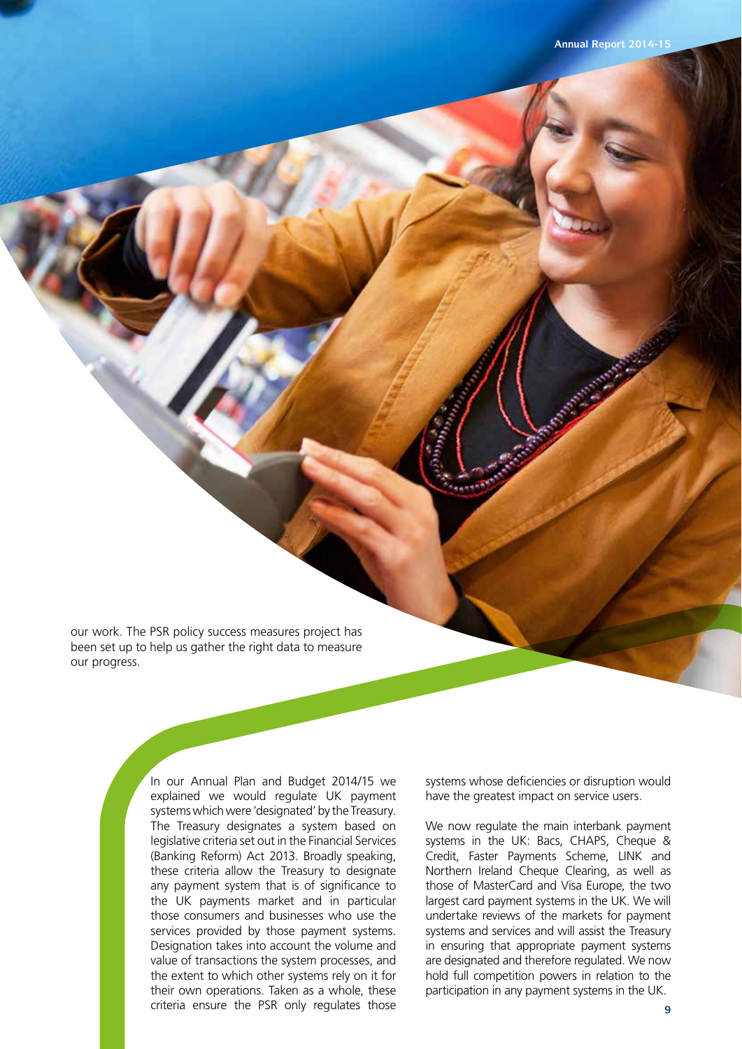our work. The PSR policy success measures project has been set up to help us gather the right data to measure our progress.

In our Annual Plan and Budget 2014/15 we explained we would regulate UK payment systems which were 'designated' by the Treasury. The Treasury designates a system based on legislative criteria set out in the Financial Services (Banking Reform) Act 2013. Broadly speaking, these criteria allow the Treasury to designate any payment system that is of significance to the UK payments market and in particular those consumers and businesses who use the services provided by those payment systems. Designation takes into account the volume and value of transactions the system processes, and the extent to which other systems rely on it for their own operations. Taken as a whole, these criteria ensure the PSR only regulates those systems whose deficiencies or disruption would have the greatest impact on service users.

We now regulate the main interbank payment systems in the UK: Bacs, CHAPS, Cheque & Credit, Faster Payments Scheme, LINK and Northern Ireland Cheque Clearing, as well as those of MasterCard and Visa Europe, the two largest card payment systems in the UK. We will undertake reviews of the markets for payment systems and services and will assist the Treasury in ensuring that appropriate payment systems are designated and therefore regulated. We now hold full competition powers in relation to the participation in any payment systems in the UK.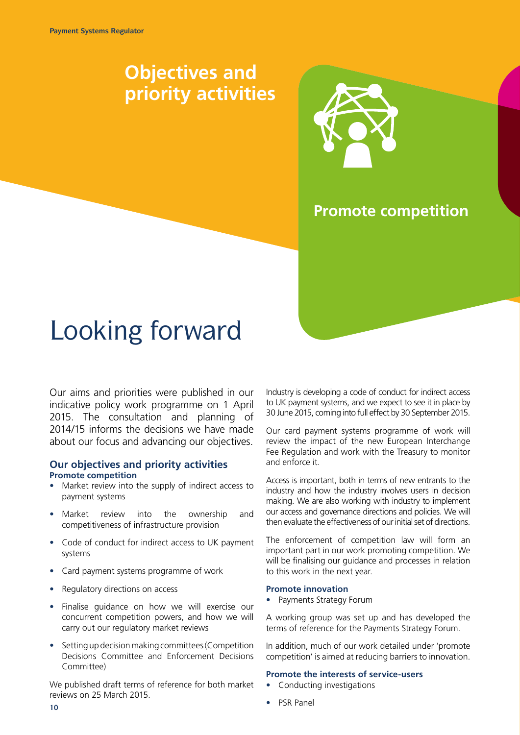# Objectives and priority activities

## Promote competition

# Looking forward

Our aims and priorities were published in our indicative policy work programme on 1 April 2015. The consultation and planning of 2014/15 informs the decisions we have made about our focus and advancing our objectives.

## Our objectives and priority activities

**Promote competition**

- Market review into the supply of indirect access to payment systems
- Market review into the ownership and competitiveness of infrastructure provision
- Code of conduct for indirect access to UK payment systems
- Card payment systems programme of work
- Regulatory directions on access
- Finalise guidance on how we will exercise our concurrent competition powers, and how we will carry out our regulatory market reviews
- Setting up decision making committees (Competition Decisions Committee and Enforcement Decisions Committee)

We published draft terms of reference for both market reviews on 25 March 2015.

Industry is developing a code of conduct for indirect access to UK payment systems, and we expect to see it in place by 30 June 2015, coming into full effect by 30 September 2015.

Our card payment systems programme of work will review the impact of the new European Interchange Fee Regulation and work with the Treasury to monitor and enforce it.

Access is important, both in terms of new entrants to the industry and how the industry involves users in decision making. We are also working with industry to implement our access and governance directions and policies. We will then evaluate the effectiveness of our initial set of directions.

The enforcement of competition law will form an important part in our work promoting competition. We will be finalising our guidance and processes in relation to this work in the next year.

**Promote innovation**

- Payments Strategy Forum

A working group was set up and has developed the terms of reference for the Payments Strategy Forum.

In addition, much of our work detailed under 'promote competition' is aimed at reducing barriers to innovation.

**Promote the interests of service-users**

- Conducting investigations
- PSR Panel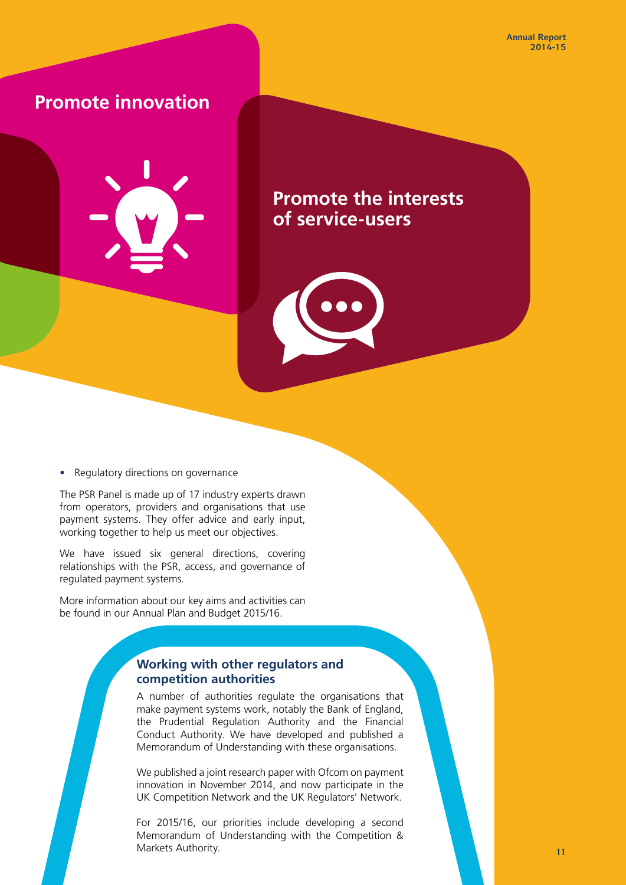## Promote innovation

## Promote the interests of service-users

- Regulatory directions on governance

The PSR Panel is made up of 17 industry experts drawn from operators, providers and organisations that use payment systems. They offer advice and early input, working together to help us meet our objectives.

We have issued six general directions, covering relationships with the PSR, access, and governance of regulated payment systems.

More information about our key aims and activities can be found in our Annual Plan and Budget 2015/16.

### Working with other regulators and competition authorities

A number of authorities regulate the organisations that make payment systems work, notably the Bank of England, the Prudential Regulation Authority and the Financial Conduct Authority. We have developed and published a Memorandum of Understanding with these organisations.

We published a joint research paper with Ofcom on payment innovation in November 2014, and now participate in the UK Competition Network and the UK Regulators' Network.

For 2015/16, our priorities include developing a second Memorandum of Understanding with the Competition & Markets Authority.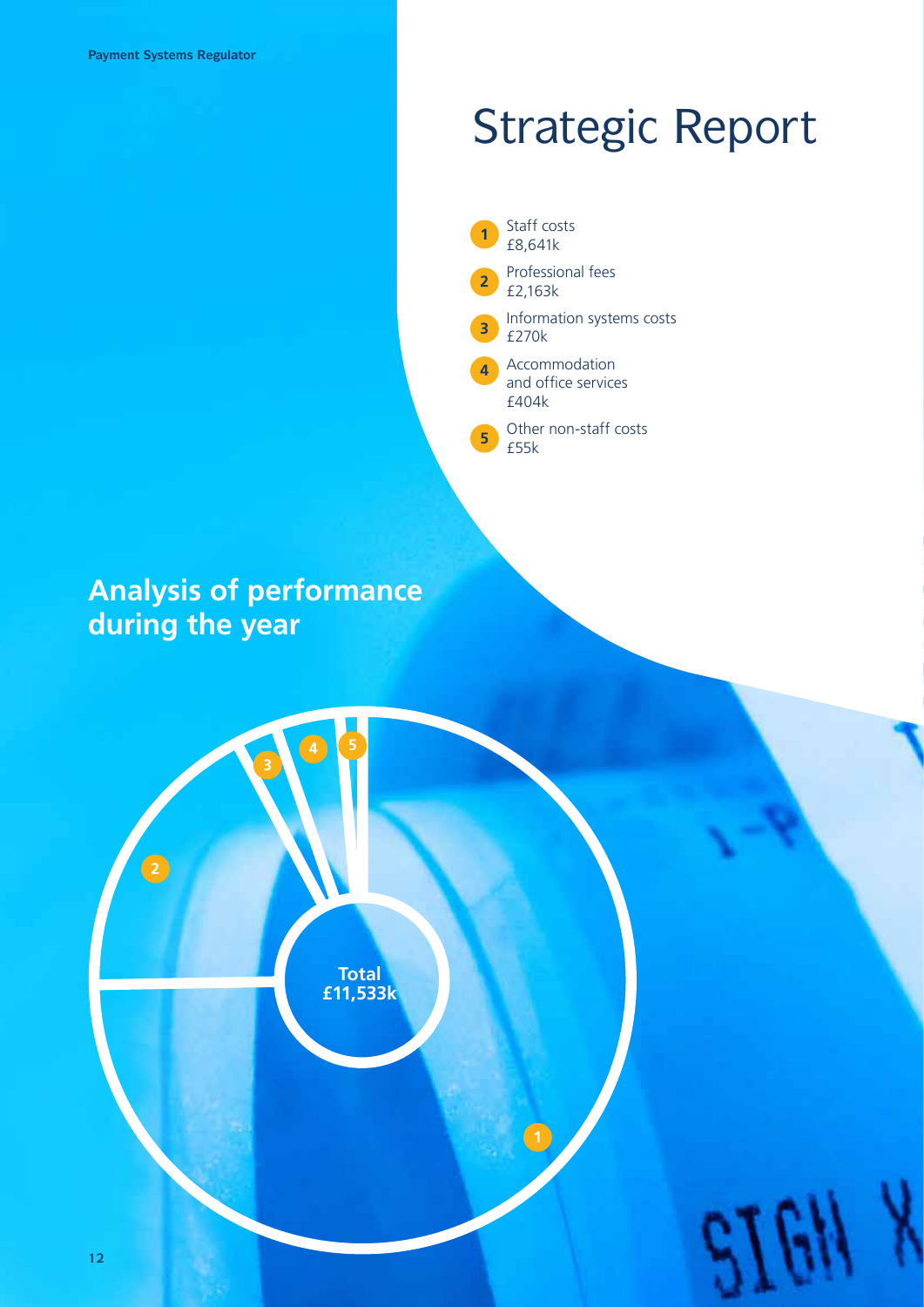# Strategic Report

## Analysis of performance during the year

1. Staff costs £8,641k
2. Professional fees £2,163k
3. Information systems costs £270k
4. Accommodation and office services £404k
5. Other non-staff costs £55k

Total £11,533k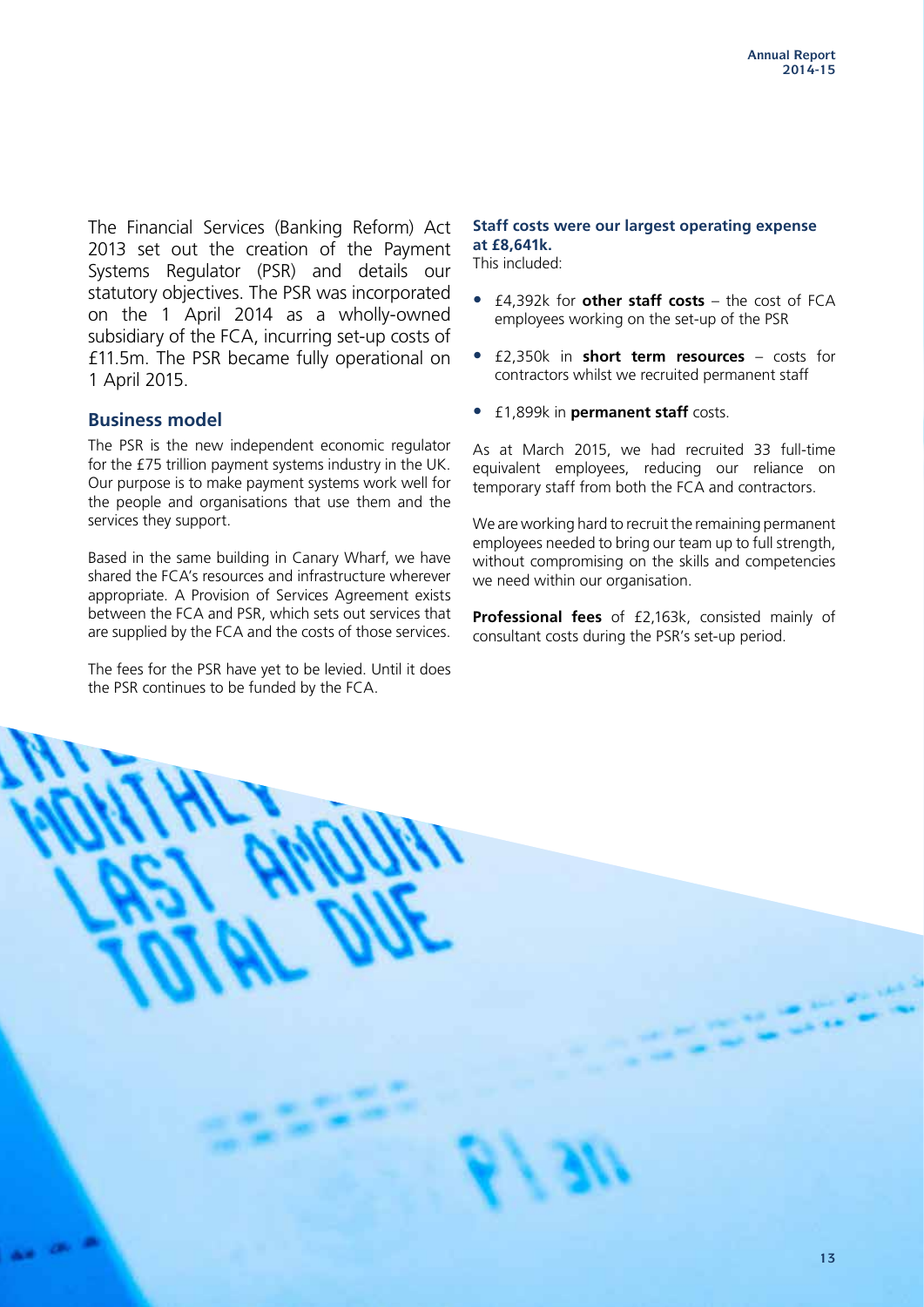The Financial Services (Banking Reform) Act 2013 set out the creation of the Payment Systems Regulator (PSR) and details our statutory objectives. The PSR was incorporated on the 1 April 2014 as a wholly-owned subsidiary of the FCA, incurring set-up costs of £11.5m. The PSR became fully operational on 1 April 2015.

## Business model

The PSR is the new independent economic regulator for the £75 trillion payment systems industry in the UK. Our purpose is to make payment systems work well for the people and organisations that use them and the services they support.

Based in the same building in Canary Wharf, we have shared the FCA's resources and infrastructure wherever appropriate. A Provision of Services Agreement exists between the FCA and PSR, which sets out services that are supplied by the FCA and the costs of those services.

The fees for the PSR have yet to be levied. Until it does the PSR continues to be funded by the FCA.

**Staff costs were our largest operating expense at £8,641k.**
This included:

- £4,392k for **other staff costs** – the cost of FCA employees working on the set-up of the PSR
- £2,350k in **short term resources** – costs for contractors whilst we recruited permanent staff
- £1,899k in **permanent staff** costs.

As at March 2015, we had recruited 33 full-time equivalent employees, reducing our reliance on temporary staff from both the FCA and contractors.

We are working hard to recruit the remaining permanent employees needed to bring our team up to full strength, without compromising on the skills and competencies we need within our organisation.

**Professional fees** of £2,163k, consisted mainly of consultant costs during the PSR's set-up period.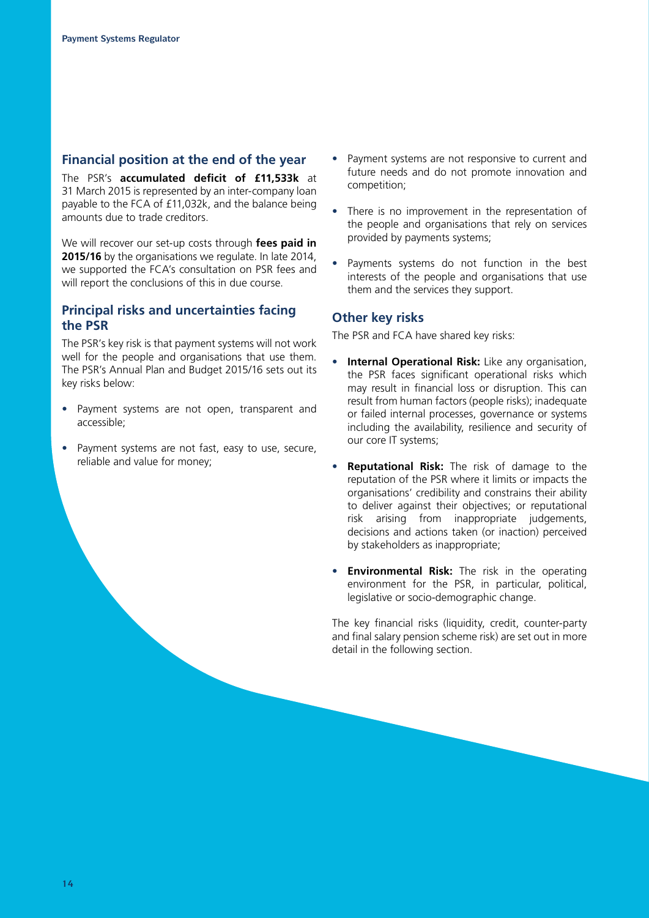## Financial position at the end of the year

The PSR's **accumulated deficit of £11,533k** at 31 March 2015 is represented by an inter-company loan payable to the FCA of £11,032k, and the balance being amounts due to trade creditors.

We will recover our set-up costs through **fees paid in 2015/16** by the organisations we regulate. In late 2014, we supported the FCA's consultation on PSR fees and will report the conclusions of this in due course.

## Principal risks and uncertainties facing the PSR

The PSR's key risk is that payment systems will not work well for the people and organisations that use them. The PSR's Annual Plan and Budget 2015/16 sets out its key risks below:

- Payment systems are not open, transparent and accessible;
- Payment systems are not fast, easy to use, secure, reliable and value for money;
- Payment systems are not responsive to current and future needs and do not promote innovation and competition;
- There is no improvement in the representation of the people and organisations that rely on services provided by payments systems;
- Payments systems do not function in the best interests of the people and organisations that use them and the services they support.

## Other key risks

The PSR and FCA have shared key risks:

- **Internal Operational Risk:** Like any organisation, the PSR faces significant operational risks which may result in financial loss or disruption. This can result from human factors (people risks); inadequate or failed internal processes, governance or systems including the availability, resilience and security of our core IT systems;
- **Reputational Risk:** The risk of damage to the reputation of the PSR where it limits or impacts the organisations' credibility and constrains their ability to deliver against their objectives; or reputational risk arising from inappropriate judgements, decisions and actions taken (or inaction) perceived by stakeholders as inappropriate;
- **Environmental Risk:** The risk in the operating environment for the PSR, in particular, political, legislative or socio-demographic change.

The key financial risks (liquidity, credit, counter-party and final salary pension scheme risk) are set out in more detail in the following section.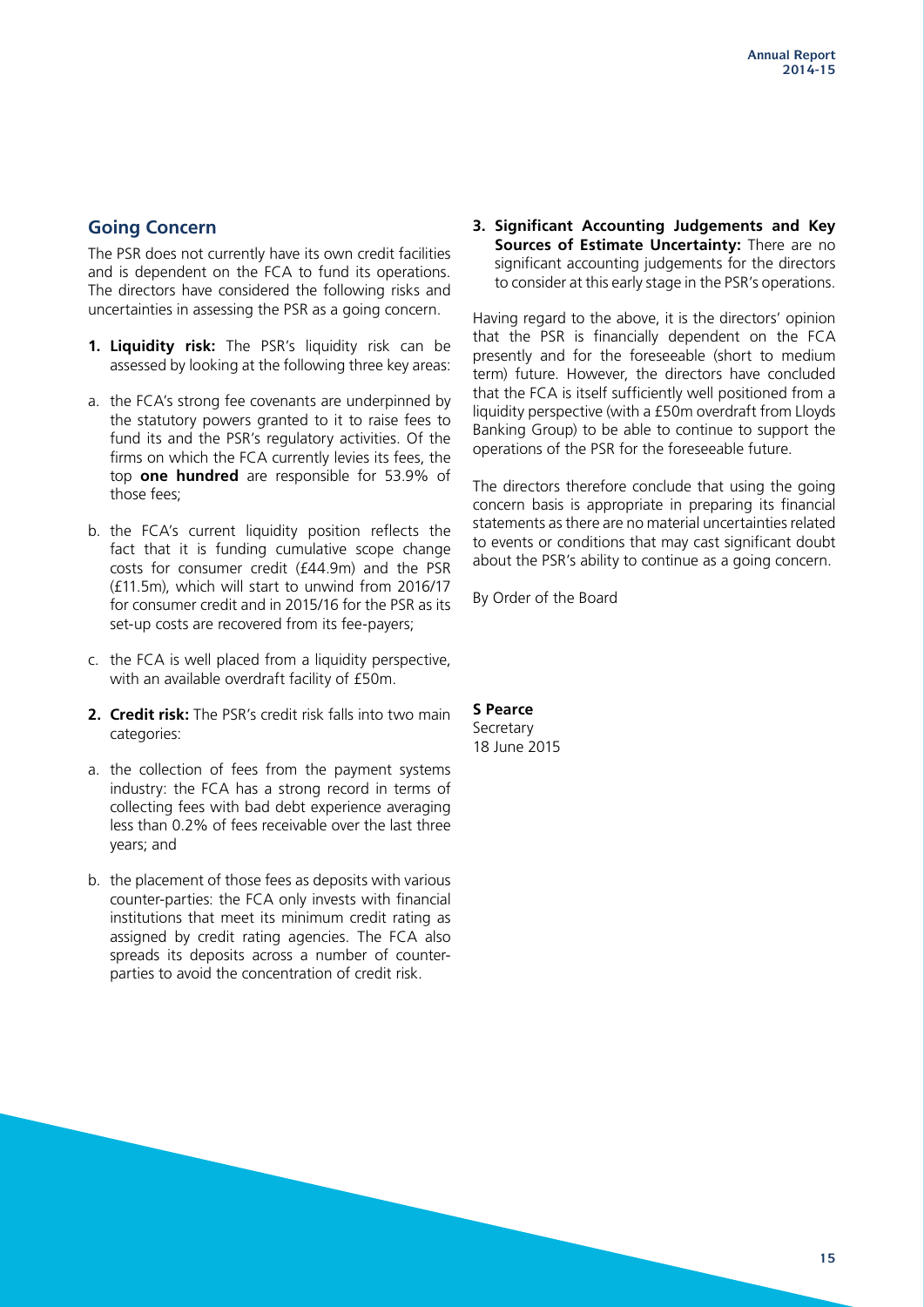## Going Concern

The PSR does not currently have its own credit facilities and is dependent on the FCA to fund its operations. The directors have considered the following risks and uncertainties in assessing the PSR as a going concern.

1. **Liquidity risk:** The PSR's liquidity risk can be assessed by looking at the following three key areas:

a. the FCA's strong fee covenants are underpinned by the statutory powers granted to it to raise fees to fund its and the PSR's regulatory activities. Of the firms on which the FCA currently levies its fees, the top **one hundred** are responsible for 53.9% of those fees;

b. the FCA's current liquidity position reflects the fact that it is funding cumulative scope change costs for consumer credit (£44.9m) and the PSR (£11.5m), which will start to unwind from 2016/17 for consumer credit and in 2015/16 for the PSR as its set-up costs are recovered from its fee-payers;

c. the FCA is well placed from a liquidity perspective, with an available overdraft facility of £50m.

2. **Credit risk:** The PSR's credit risk falls into two main categories:

a. the collection of fees from the payment systems industry: the FCA has a strong record in terms of collecting fees with bad debt experience averaging less than 0.2% of fees receivable over the last three years; and

b. the placement of those fees as deposits with various counter-parties: the FCA only invests with financial institutions that meet its minimum credit rating as assigned by credit rating agencies. The FCA also spreads its deposits across a number of counter-parties to avoid the concentration of credit risk.

3. **Significant Accounting Judgements and Key Sources of Estimate Uncertainty:** There are no significant accounting judgements for the directors to consider at this early stage in the PSR's operations.

Having regard to the above, it is the directors' opinion that the PSR is financially dependent on the FCA presently and for the foreseeable (short to medium term) future. However, the directors have concluded that the FCA is itself sufficiently well positioned from a liquidity perspective (with a £50m overdraft from Lloyds Banking Group) to be able to continue to support the operations of the PSR for the foreseeable future.

The directors therefore conclude that using the going concern basis is appropriate in preparing its financial statements as there are no material uncertainties related to events or conditions that may cast significant doubt about the PSR's ability to continue as a going concern.

By Order of the Board

**S Pearce**
Secretary
18 June 2015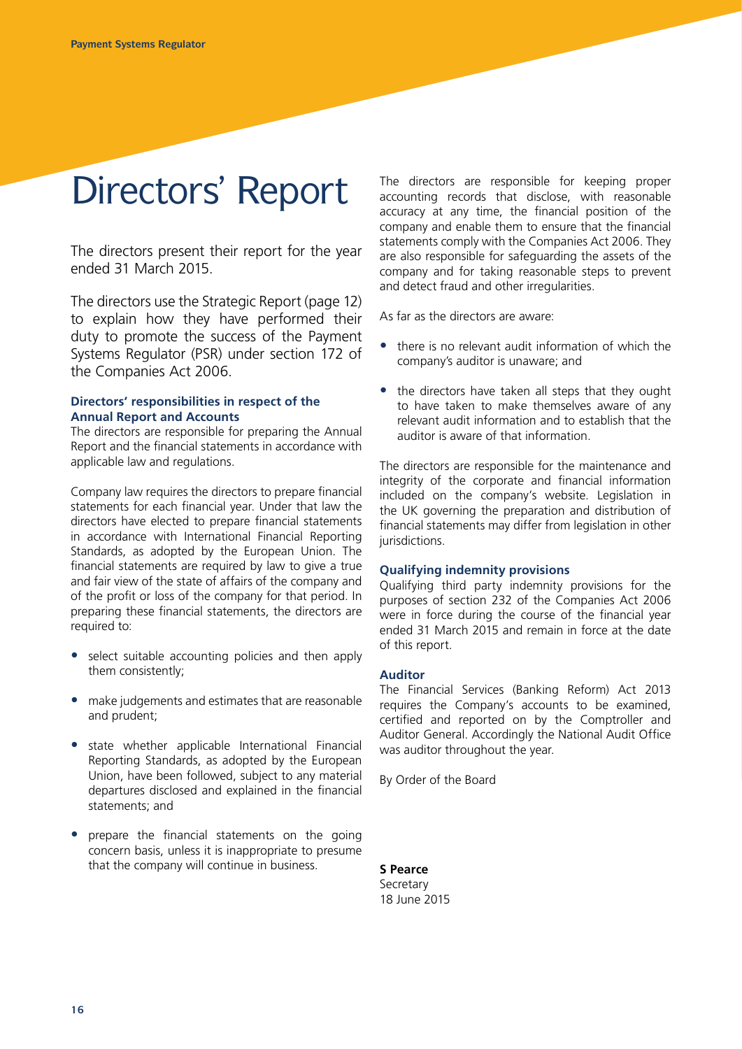# Directors' Report

The directors present their report for the year ended 31 March 2015.

The directors use the Strategic Report (page 12) to explain how they have performed their duty to promote the success of the Payment Systems Regulator (PSR) under section 172 of the Companies Act 2006.

### Directors' responsibilities in respect of the Annual Report and Accounts

The directors are responsible for preparing the Annual Report and the financial statements in accordance with applicable law and regulations.

Company law requires the directors to prepare financial statements for each financial year. Under that law the directors have elected to prepare financial statements in accordance with International Financial Reporting Standards, as adopted by the European Union. The financial statements are required by law to give a true and fair view of the state of affairs of the company and of the profit or loss of the company for that period. In preparing these financial statements, the directors are required to:

- select suitable accounting policies and then apply them consistently;
- make judgements and estimates that are reasonable and prudent;
- state whether applicable International Financial Reporting Standards, as adopted by the European Union, have been followed, subject to any material departures disclosed and explained in the financial statements; and
- prepare the financial statements on the going concern basis, unless it is inappropriate to presume that the company will continue in business.

The directors are responsible for keeping proper accounting records that disclose, with reasonable accuracy at any time, the financial position of the company and enable them to ensure that the financial statements comply with the Companies Act 2006. They are also responsible for safeguarding the assets of the company and for taking reasonable steps to prevent and detect fraud and other irregularities.

As far as the directors are aware:

- there is no relevant audit information of which the company's auditor is unaware; and
- the directors have taken all steps that they ought to have taken to make themselves aware of any relevant audit information and to establish that the auditor is aware of that information.

The directors are responsible for the maintenance and integrity of the corporate and financial information included on the company's website. Legislation in the UK governing the preparation and distribution of financial statements may differ from legislation in other jurisdictions.

### Qualifying indemnity provisions

Qualifying third party indemnity provisions for the purposes of section 232 of the Companies Act 2006 were in force during the course of the financial year ended 31 March 2015 and remain in force at the date of this report.

### Auditor

The Financial Services (Banking Reform) Act 2013 requires the Company's accounts to be examined, certified and reported on by the Comptroller and Auditor General. Accordingly the National Audit Office was auditor throughout the year.

By Order of the Board

**S Pearce**
Secretary
18 June 2015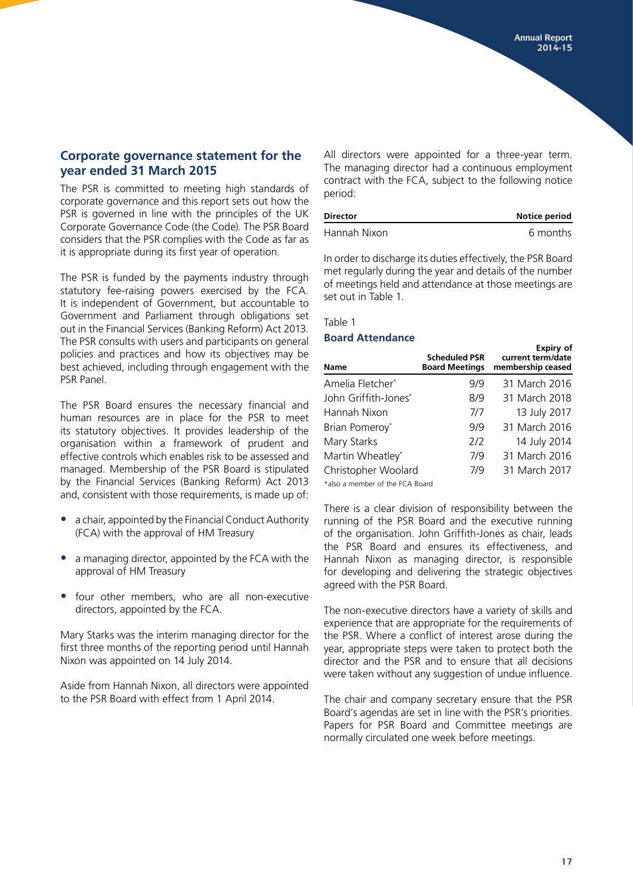## Corporate governance statement for the year ended 31 March 2015

The PSR is committed to meeting high standards of corporate governance and this report sets out how the PSR is governed in line with the principles of the UK Corporate Governance Code (the Code). The PSR Board considers that the PSR complies with the Code as far as it is appropriate during its first year of operation.

The PSR is funded by the payments industry through statutory fee-raising powers exercised by the FCA. It is independent of Government, but accountable to Government and Parliament through obligations set out in the Financial Services (Banking Reform) Act 2013. The PSR consults with users and participants on general policies and practices and how its objectives may be best achieved, including through engagement with the PSR Panel.

The PSR Board ensures the necessary financial and human resources are in place for the PSR to meet its statutory objectives. It provides leadership of the organisation within a framework of prudent and effective controls which enables risk to be assessed and managed. Membership of the PSR Board is stipulated by the Financial Services (Banking Reform) Act 2013 and, consistent with those requirements, is made up of:

- a chair, appointed by the Financial Conduct Authority (FCA) with the approval of HM Treasury
- a managing director, appointed by the FCA with the approval of HM Treasury
- four other members, who are all non-executive directors, appointed by the FCA.

Mary Starks was the interim managing director for the first three months of the reporting period until Hannah Nixon was appointed on 14 July 2014.

Aside from Hannah Nixon, all directors were appointed to the PSR Board with effect from 1 April 2014.

All directors were appointed for a three-year term. The managing director had a continuous employment contract with the FCA, subject to the following notice period:

| Director | Notice period |
|---|---|
| Hannah Nixon | 6 months |

In order to discharge its duties effectively, the PSR Board met regularly during the year and details of the number of meetings held and attendance at those meetings are set out in Table 1.

Table 1

### Board Attendance

| Name | Scheduled PSR Board Meetings | Expiry of current term/date membership ceased |
|---|---|---|
| Amelia Fletcher* | 9/9 | 31 March 2016 |
| John Griffith-Jones* | 8/9 | 31 March 2018 |
| Hannah Nixon | 7/7 | 13 July 2017 |
| Brian Pomeroy* | 9/9 | 31 March 2016 |
| Mary Starks | 2/2 | 14 July 2014 |
| Martin Wheatley* | 7/9 | 31 March 2016 |
| Christopher Woolard | 7/9 | 31 March 2017 |

*also a member of the FCA Board

There is a clear division of responsibility between the running of the PSR Board and the executive running of the organisation. John Griffith-Jones as chair, leads the PSR Board and ensures its effectiveness, and Hannah Nixon as managing director, is responsible for developing and delivering the strategic objectives agreed with the PSR Board.

The non-executive directors have a variety of skills and experience that are appropriate for the requirements of the PSR. Where a conflict of interest arose during the year, appropriate steps were taken to protect both the director and the PSR and to ensure that all decisions were taken without any suggestion of undue influence.

The chair and company secretary ensure that the PSR Board's agendas are set in line with the PSR's priorities. Papers for PSR Board and Committee meetings are normally circulated one week before meetings.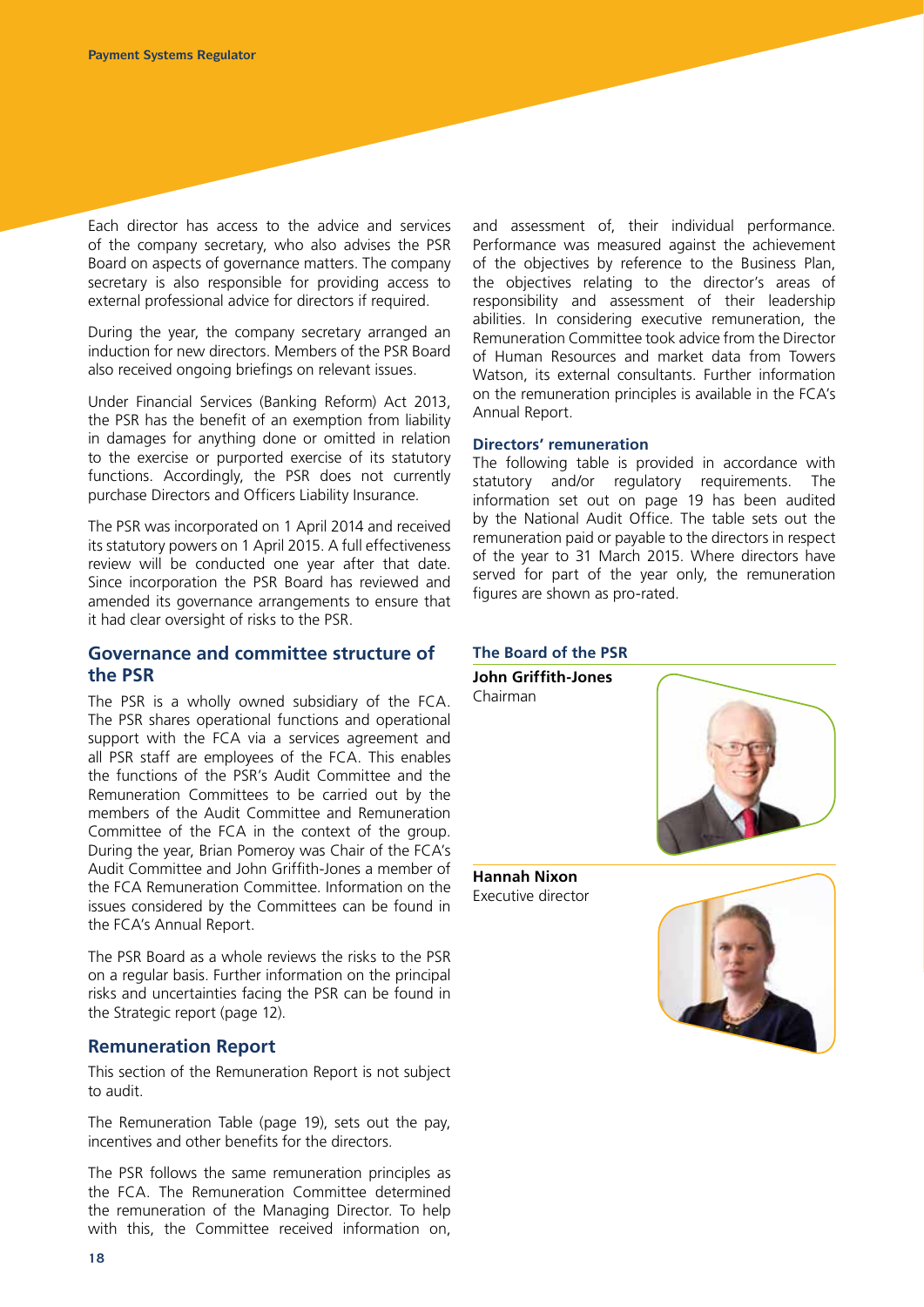Each director has access to the advice and services of the company secretary, who also advises the PSR Board on aspects of governance matters. The company secretary is also responsible for providing access to external professional advice for directors if required.

During the year, the company secretary arranged an induction for new directors. Members of the PSR Board also received ongoing briefings on relevant issues.

Under Financial Services (Banking Reform) Act 2013, the PSR has the benefit of an exemption from liability in damages for anything done or omitted in relation to the exercise or purported exercise of its statutory functions. Accordingly, the PSR does not currently purchase Directors and Officers Liability Insurance.

The PSR was incorporated on 1 April 2014 and received its statutory powers on 1 April 2015. A full effectiveness review will be conducted one year after that date. Since incorporation the PSR Board has reviewed and amended its governance arrangements to ensure that it had clear oversight of risks to the PSR.

## Governance and committee structure of the PSR

The PSR is a wholly owned subsidiary of the FCA. The PSR shares operational functions and operational support with the FCA via a services agreement and all PSR staff are employees of the FCA. This enables the functions of the PSR's Audit Committee and the Remuneration Committees to be carried out by the members of the Audit Committee and Remuneration Committee of the FCA in the context of the group. During the year, Brian Pomeroy was Chair of the FCA's Audit Committee and John Griffith-Jones a member of the FCA Remuneration Committee. Information on the issues considered by the Committees can be found in the FCA's Annual Report.

The PSR Board as a whole reviews the risks to the PSR on a regular basis. Further information on the principal risks and uncertainties facing the PSR can be found in the Strategic report (page 12).

## Remuneration Report

This section of the Remuneration Report is not subject to audit.

The Remuneration Table (page 19), sets out the pay, incentives and other benefits for the directors.

The PSR follows the same remuneration principles as the FCA. The Remuneration Committee determined the remuneration of the Managing Director. To help with this, the Committee received information on, and assessment of, their individual performance. Performance was measured against the achievement of the objectives by reference to the Business Plan, the objectives relating to the director's areas of responsibility and assessment of their leadership abilities. In considering executive remuneration, the Remuneration Committee took advice from the Director of Human Resources and market data from Towers Watson, its external consultants. Further information on the remuneration principles is available in the FCA's Annual Report.

### Directors' remuneration

The following table is provided in accordance with statutory and/or regulatory requirements. The information set out on page 19 has been audited by the National Audit Office. The table sets out the remuneration paid or payable to the directors in respect of the year to 31 March 2015. Where directors have served for part of the year only, the remuneration figures are shown as pro-rated.

### The Board of the PSR

**John Griffith-Jones**
Chairman

**Hannah Nixon**
Executive director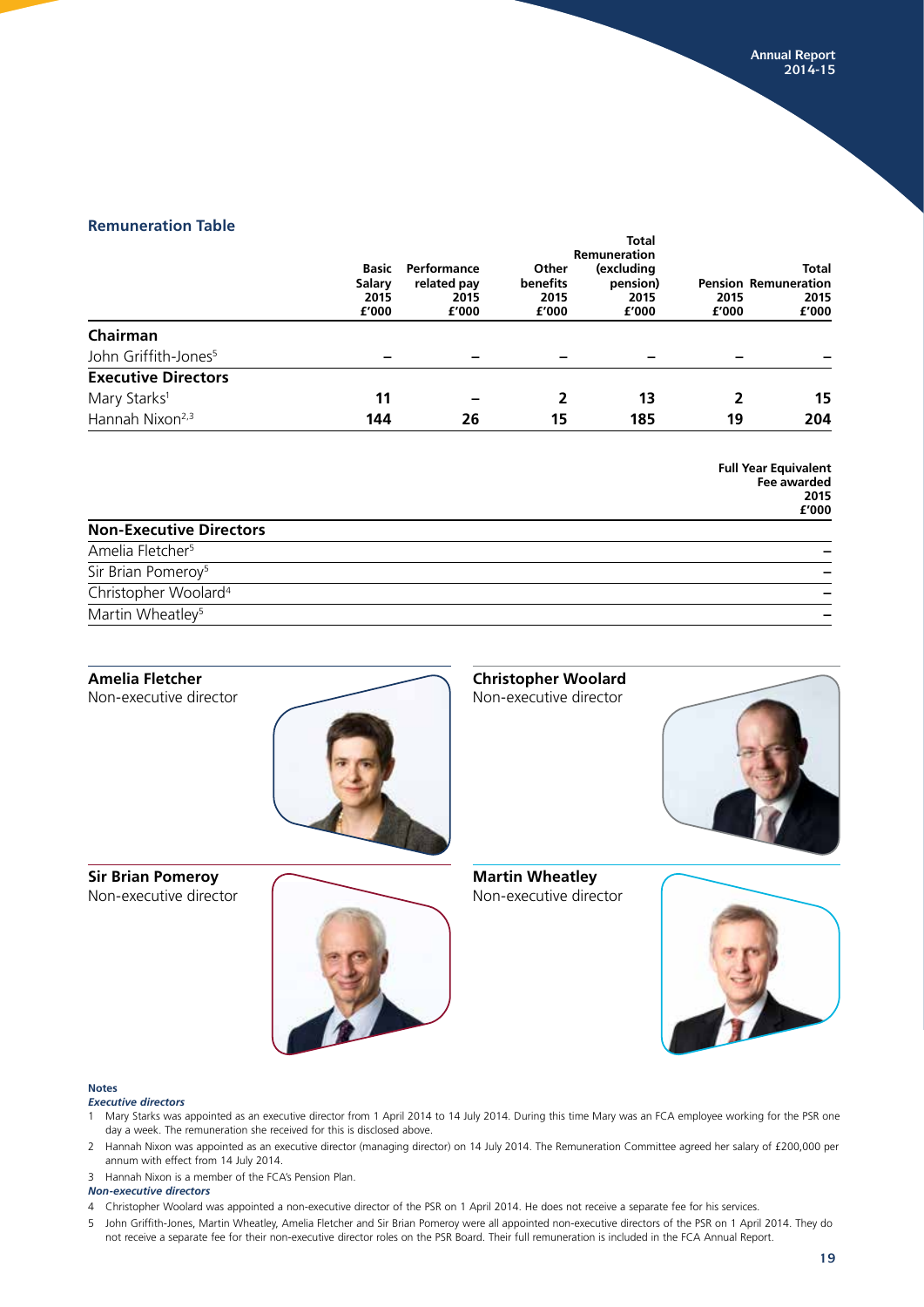## Remuneration Table

| | Basic Salary 2015 £'000 | Performance related pay 2015 £'000 | Other benefits 2015 £'000 | Total Remuneration (excluding pension) 2015 £'000 | Pension 2015 £'000 | Total Remuneration 2015 £'000 |
|---|---|---|---|---|---|---|
| **Chairman** | | | | | | |
| John Griffith-Jones[5] | – | – | – | – | – | – |
| **Executive Directors** | | | | | | |
| Mary Starks[1] | **11** | – | **2** | **13** | **2** | **15** |
| Hannah Nixon[2,3] | **144** | **26** | **15** | **185** | **19** | **204** |

| **Non-Executive Directors** | Full Year Equivalent Fee awarded 2015 £'000 |
|---|---|
| Amelia Fletcher[5] | – |
| Sir Brian Pomeroy[5] | – |
| Christopher Woolard[4] | – |
| Martin Wheatley[5] | – |

**Amelia Fletcher**
Non-executive director

**Christopher Woolard**
Non-executive director

**Sir Brian Pomeroy**
Non-executive director

**Martin Wheatley**
Non-executive director

**Notes**

***Executive directors***

1 Mary Starks was appointed as an executive director from 1 April 2014 to 14 July 2014. During this time Mary was an FCA employee working for the PSR one day a week. The remuneration she received for this is disclosed above.

2 Hannah Nixon was appointed as an executive director (managing director) on 14 July 2014. The Remuneration Committee agreed her salary of £200,000 per annum with effect from 14 July 2014.

3 Hannah Nixon is a member of the FCA's Pension Plan.

***Non-executive directors***

4 Christopher Woolard was appointed a non-executive director of the PSR on 1 April 2014. He does not receive a separate fee for his services.

5 John Griffith-Jones, Martin Wheatley, Amelia Fletcher and Sir Brian Pomeroy were all appointed non-executive directors of the PSR on 1 April 2014. They do not receive a separate fee for their non-executive director roles on the PSR Board. Their full remuneration is included in the FCA Annual Report.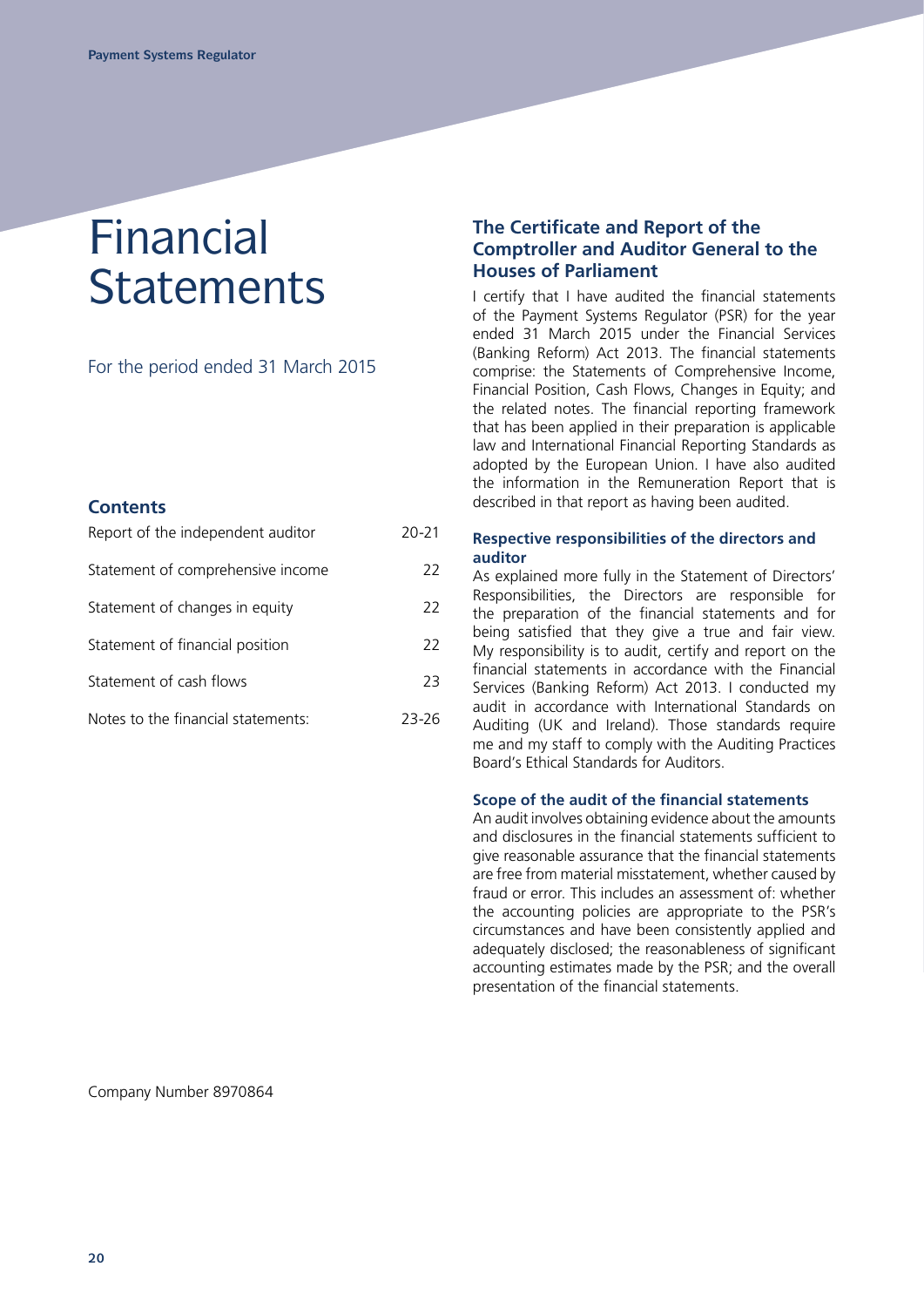# Financial Statements

For the period ended 31 March 2015

## Contents

| | |
|---|---|
| Report of the independent auditor | 20-21 |
| Statement of comprehensive income | 22 |
| Statement of changes in equity | 22 |
| Statement of financial position | 22 |
| Statement of cash flows | 23 |
| Notes to the financial statements: | 23-26 |

Company Number 8970864

## The Certificate and Report of the Comptroller and Auditor General to the Houses of Parliament

I certify that I have audited the financial statements of the Payment Systems Regulator (PSR) for the year ended 31 March 2015 under the Financial Services (Banking Reform) Act 2013. The financial statements comprise: the Statements of Comprehensive Income, Financial Position, Cash Flows, Changes in Equity; and the related notes. The financial reporting framework that has been applied in their preparation is applicable law and International Financial Reporting Standards as adopted by the European Union. I have also audited the information in the Remuneration Report that is described in that report as having been audited.

### Respective responsibilities of the directors and auditor

As explained more fully in the Statement of Directors' Responsibilities, the Directors are responsible for the preparation of the financial statements and for being satisfied that they give a true and fair view. My responsibility is to audit, certify and report on the financial statements in accordance with the Financial Services (Banking Reform) Act 2013. I conducted my audit in accordance with International Standards on Auditing (UK and Ireland). Those standards require me and my staff to comply with the Auditing Practices Board's Ethical Standards for Auditors.

### Scope of the audit of the financial statements

An audit involves obtaining evidence about the amounts and disclosures in the financial statements sufficient to give reasonable assurance that the financial statements are free from material misstatement, whether caused by fraud or error. This includes an assessment of: whether the accounting policies are appropriate to the PSR's circumstances and have been consistently applied and adequately disclosed; the reasonableness of significant accounting estimates made by the PSR; and the overall presentation of the financial statements.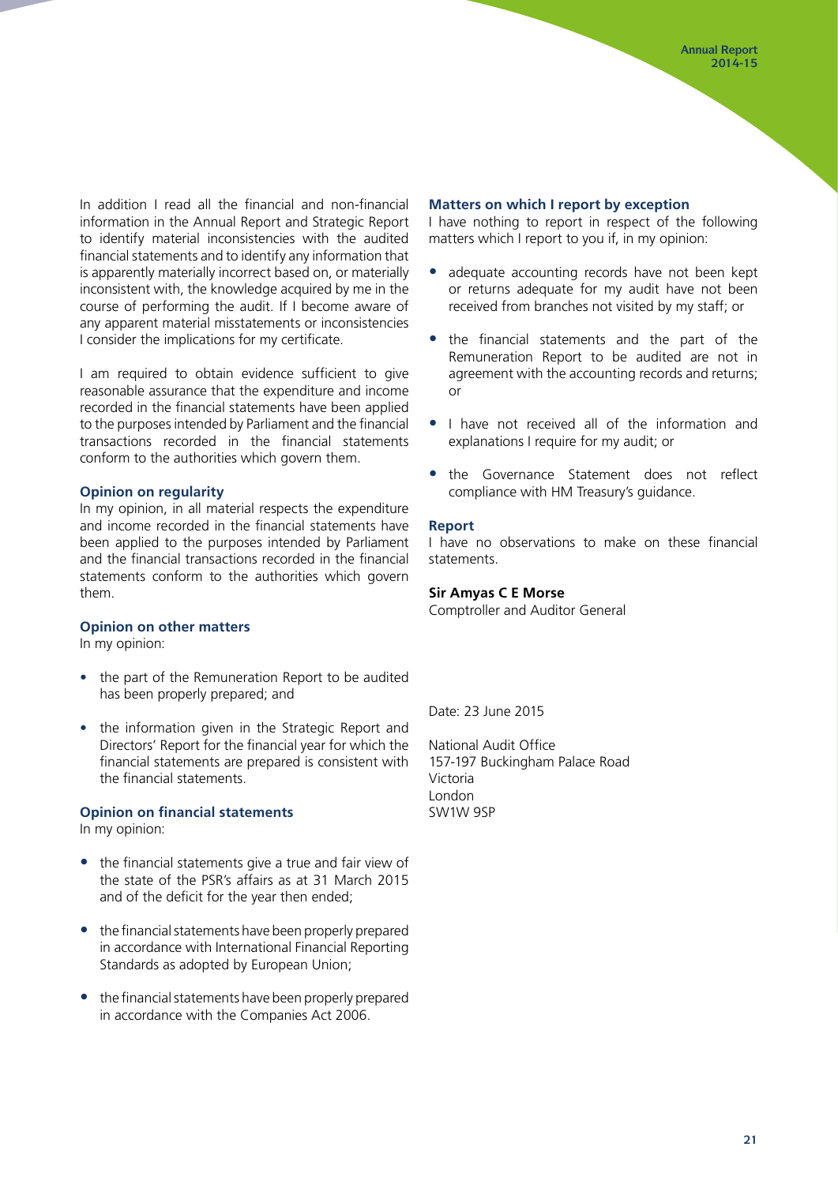In addition I read all the financial and non-financial information in the Annual Report and Strategic Report to identify material inconsistencies with the audited financial statements and to identify any information that is apparently materially incorrect based on, or materially inconsistent with, the knowledge acquired by me in the course of performing the audit. If I become aware of any apparent material misstatements or inconsistencies I consider the implications for my certificate.

I am required to obtain evidence sufficient to give reasonable assurance that the expenditure and income recorded in the financial statements have been applied to the purposes intended by Parliament and the financial transactions recorded in the financial statements conform to the authorities which govern them.

### Opinion on regularity

In my opinion, in all material respects the expenditure and income recorded in the financial statements have been applied to the purposes intended by Parliament and the financial transactions recorded in the financial statements conform to the authorities which govern them.

### Opinion on other matters

In my opinion:

- the part of the Remuneration Report to be audited has been properly prepared; and
- the information given in the Strategic Report and Directors' Report for the financial year for which the financial statements are prepared is consistent with the financial statements.

### Opinion on financial statements

In my opinion:

- the financial statements give a true and fair view of the state of the PSR's affairs as at 31 March 2015 and of the deficit for the year then ended;
- the financial statements have been properly prepared in accordance with International Financial Reporting Standards as adopted by European Union;
- the financial statements have been properly prepared in accordance with the Companies Act 2006.

### Matters on which I report by exception

I have nothing to report in respect of the following matters which I report to you if, in my opinion:

- adequate accounting records have not been kept or returns adequate for my audit have not been received from branches not visited by my staff; or
- the financial statements and the part of the Remuneration Report to be audited are not in agreement with the accounting records and returns; or
- I have not received all of the information and explanations I require for my audit; or
- the Governance Statement does not reflect compliance with HM Treasury's guidance.

### Report

I have no observations to make on these financial statements.

**Sir Amyas C E Morse**
Comptroller and Auditor General

Date: 23 June 2015

National Audit Office
157-197 Buckingham Palace Road
Victoria
London
SW1W 9SP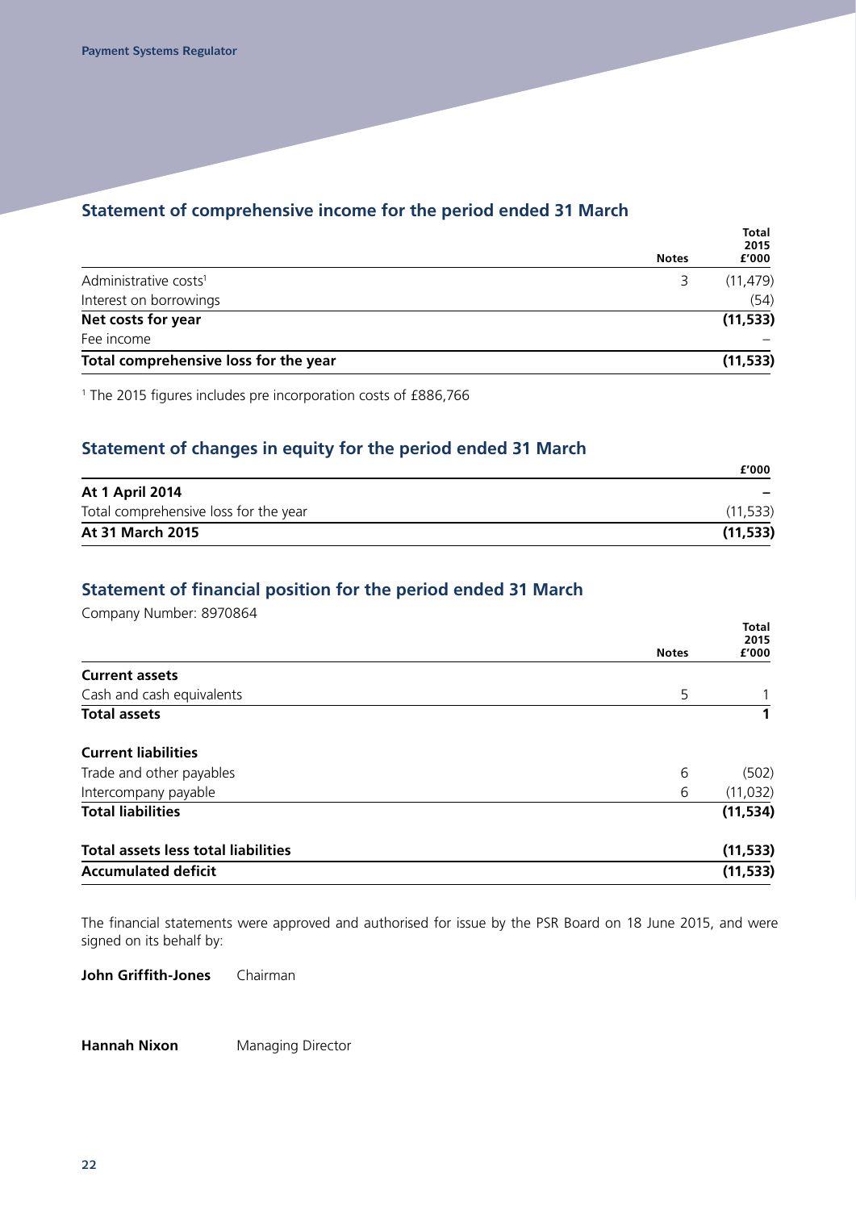## Statement of comprehensive income for the period ended 31 March

| | Notes | Total 2015 £'000 |
|---|---|---|
| Administrative costs[1] | 3 | (11,479) |
| Interest on borrowings | | (54) |
| **Net costs for year** | | **(11,533)** |
| Fee income | | – |
| **Total comprehensive loss for the year** | | **(11,533)** |

[1] The 2015 figures includes pre incorporation costs of £886,766

## Statement of changes in equity for the period ended 31 March

| | £'000 |
|---|---|
| **At 1 April 2014** | **–** |
| Total comprehensive loss for the year | (11,533) |
| **At 31 March 2015** | **(11,533)** |

## Statement of financial position for the period ended 31 March

Company Number: 8970864

| | Notes | Total 2015 £'000 |
|---|---|---|
| **Current assets** | | |
| Cash and cash equivalents | 5 | 1 |
| **Total assets** | | **1** |
| **Current liabilities** | | |
| Trade and other payables | 6 | (502) |
| Intercompany payable | 6 | (11,032) |
| **Total liabilities** | | **(11,534)** |
| **Total assets less total liabilities** | | **(11,533)** |
| **Accumulated deficit** | | **(11,533)** |

The financial statements were approved and authorised for issue by the PSR Board on 18 June 2015, and were signed on its behalf by:

**John Griffith-Jones** Chairman

**Hannah Nixon** Managing Director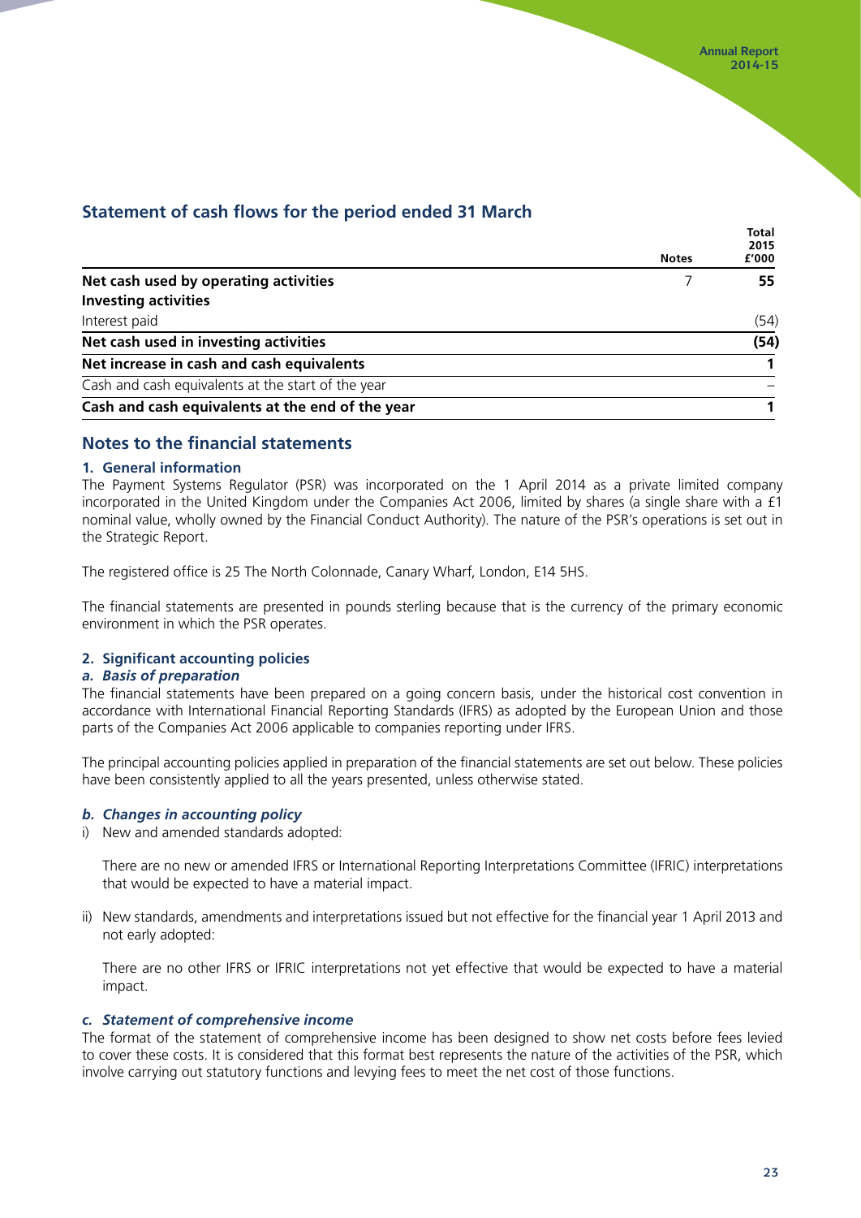## Statement of cash flows for the period ended 31 March

| | Notes | Total 2015 £'000 |
|---|---|---|
| **Net cash used by operating activities** | 7 | **55** |
| **Investing activities** | | |
| Interest paid | | (54) |
| **Net cash used in investing activities** | | **(54)** |
| **Net increase in cash and cash equivalents** | | **1** |
| Cash and cash equivalents at the start of the year | | – |
| **Cash and cash equivalents at the end of the year** | | **1** |

## Notes to the financial statements

### 1. General information

The Payment Systems Regulator (PSR) was incorporated on the 1 April 2014 as a private limited company incorporated in the United Kingdom under the Companies Act 2006, limited by shares (a single share with a £1 nominal value, wholly owned by the Financial Conduct Authority). The nature of the PSR's operations is set out in the Strategic Report.

The registered office is 25 The North Colonnade, Canary Wharf, London, E14 5HS.

The financial statements are presented in pounds sterling because that is the currency of the primary economic environment in which the PSR operates.

### 2. Significant accounting policies

#### *a. Basis of preparation*

The financial statements have been prepared on a going concern basis, under the historical cost convention in accordance with International Financial Reporting Standards (IFRS) as adopted by the European Union and those parts of the Companies Act 2006 applicable to companies reporting under IFRS.

The principal accounting policies applied in preparation of the financial statements are set out below. These policies have been consistently applied to all the years presented, unless otherwise stated.

#### *b. Changes in accounting policy*

i) New and amended standards adopted:

There are no new or amended IFRS or International Reporting Interpretations Committee (IFRIC) interpretations that would be expected to have a material impact.

ii) New standards, amendments and interpretations issued but not effective for the financial year 1 April 2013 and not early adopted:

There are no other IFRS or IFRIC interpretations not yet effective that would be expected to have a material impact.

#### *c. Statement of comprehensive income*

The format of the statement of comprehensive income has been designed to show net costs before fees levied to cover these costs. It is considered that this format best represents the nature of the activities of the PSR, which involve carrying out statutory functions and levying fees to meet the net cost of those functions.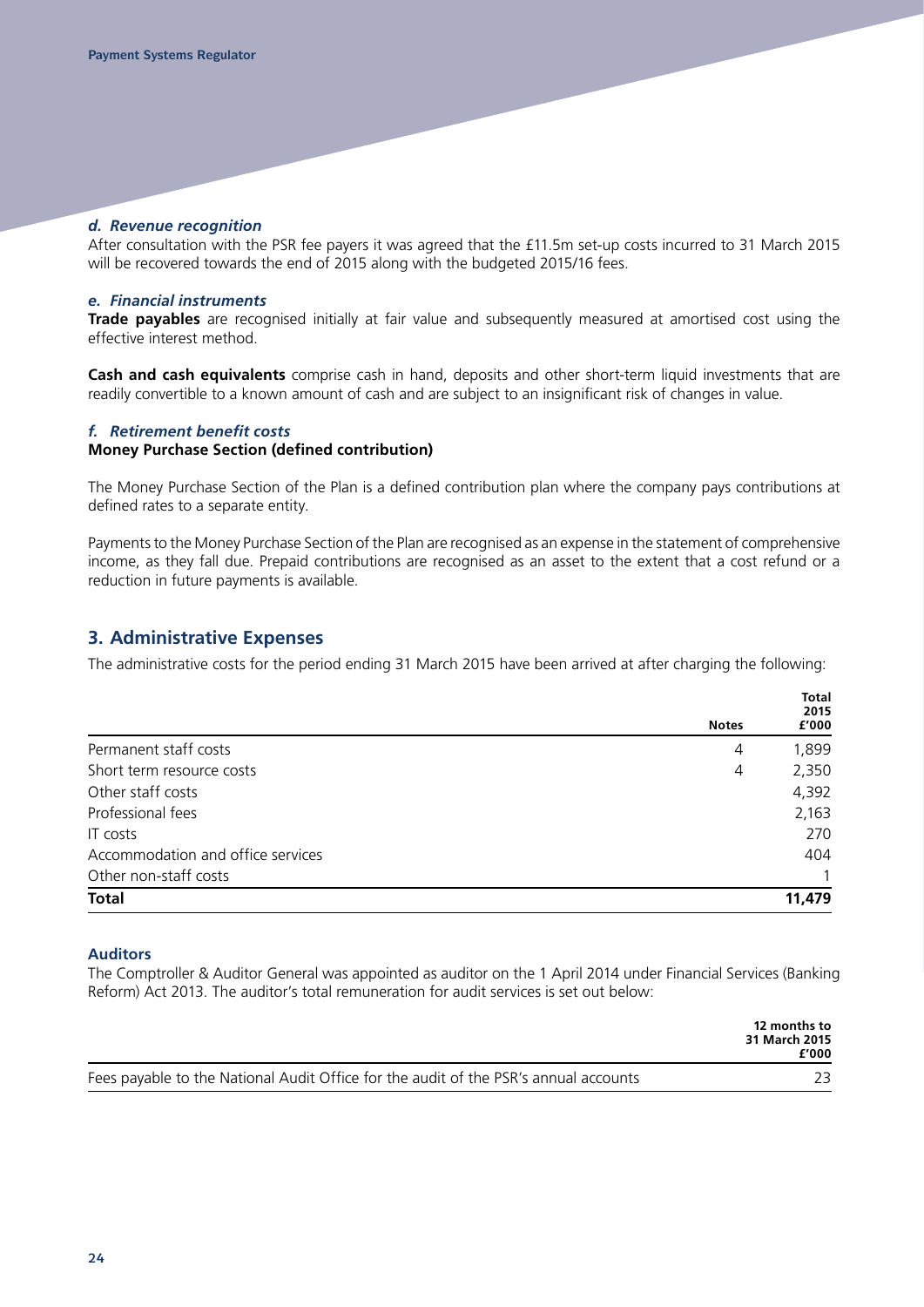### *d. Revenue recognition*

After consultation with the PSR fee payers it was agreed that the £11.5m set-up costs incurred to 31 March 2015 will be recovered towards the end of 2015 along with the budgeted 2015/16 fees.

### *e. Financial instruments*

**Trade payables** are recognised initially at fair value and subsequently measured at amortised cost using the effective interest method.

**Cash and cash equivalents** comprise cash in hand, deposits and other short-term liquid investments that are readily convertible to a known amount of cash and are subject to an insignificant risk of changes in value.

### *f. Retirement benefit costs*

**Money Purchase Section (defined contribution)**

The Money Purchase Section of the Plan is a defined contribution plan where the company pays contributions at defined rates to a separate entity.

Payments to the Money Purchase Section of the Plan are recognised as an expense in the statement of comprehensive income, as they fall due. Prepaid contributions are recognised as an asset to the extent that a cost refund or a reduction in future payments is available.

## 3. Administrative Expenses

The administrative costs for the period ending 31 March 2015 have been arrived at after charging the following:

| | Notes | Total 2015 £'000 |
|---|---|---|
| Permanent staff costs | 4 | 1,899 |
| Short term resource costs | 4 | 2,350 |
| Other staff costs | | 4,392 |
| Professional fees | | 2,163 |
| IT costs | | 270 |
| Accommodation and office services | | 404 |
| Other non-staff costs | | 1 |
| **Total** | | **11,479** |

### Auditors

The Comptroller & Auditor General was appointed as auditor on the 1 April 2014 under Financial Services (Banking Reform) Act 2013. The auditor's total remuneration for audit services is set out below:

| | 12 months to 31 March 2015 £'000 |
|---|---|
| Fees payable to the National Audit Office for the audit of the PSR's annual accounts | 23 |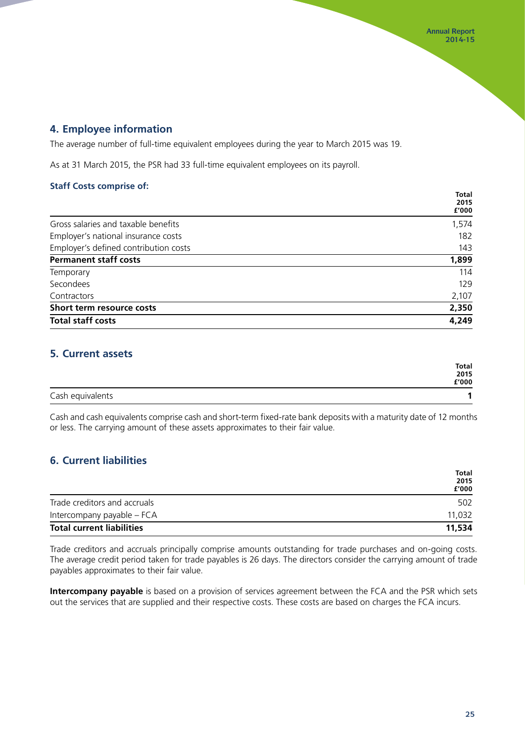## 4. Employee information

The average number of full-time equivalent employees during the year to March 2015 was 19.

As at 31 March 2015, the PSR had 33 full-time equivalent employees on its payroll.

### Staff Costs comprise of:

| | **Total 2015 £'000** |
|---|---|
| Gross salaries and taxable benefits | 1,574 |
| Employer's national insurance costs | 182 |
| Employer's defined contribution costs | 143 |
| **Permanent staff costs** | **1,899** |
| Temporary | 114 |
| Secondees | 129 |
| Contractors | 2,107 |
| **Short term resource costs** | **2,350** |
| **Total staff costs** | **4,249** |

## 5. Current assets

| | **Total 2015 £'000** |
|---|---|
| Cash equivalents | **1** |

Cash and cash equivalents comprise cash and short-term fixed-rate bank deposits with a maturity date of 12 months or less. The carrying amount of these assets approximates to their fair value.

## 6. Current liabilities

| | **Total 2015 £'000** |
|---|---|
| Trade creditors and accruals | 502 |
| Intercompany payable – FCA | 11,032 |
| **Total current liabilities** | **11,534** |

Trade creditors and accruals principally comprise amounts outstanding for trade purchases and on-going costs. The average credit period taken for trade payables is 26 days. The directors consider the carrying amount of trade payables approximates to their fair value.

**Intercompany payable** is based on a provision of services agreement between the FCA and the PSR which sets out the services that are supplied and their respective costs. These costs are based on charges the FCA incurs.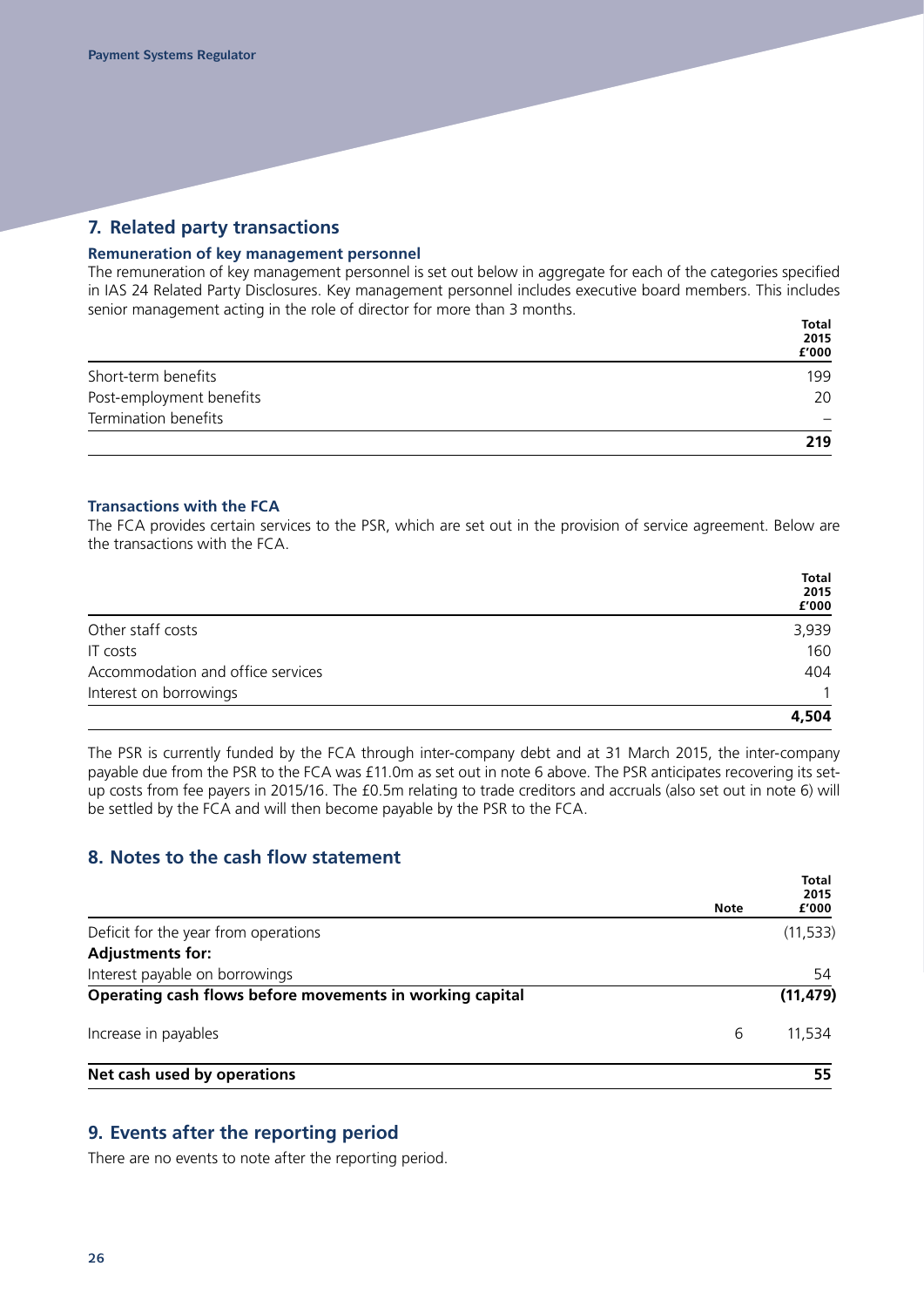## 7. Related party transactions

### Remuneration of key management personnel

The remuneration of key management personnel is set out below in aggregate for each of the categories specified in IAS 24 Related Party Disclosures. Key management personnel includes executive board members. This includes senior management acting in the role of director for more than 3 months.

| | Total 2015 £'000 |
|---|---|
| Short-term benefits | 199 |
| Post-employment benefits | 20 |
| Termination benefits | – |
| | **219** |

### Transactions with the FCA

The FCA provides certain services to the PSR, which are set out in the provision of service agreement. Below are the transactions with the FCA.

| | Total 2015 £'000 |
|---|---|
| Other staff costs | 3,939 |
| IT costs | 160 |
| Accommodation and office services | 404 |
| Interest on borrowings | 1 |
| | **4,504** |

The PSR is currently funded by the FCA through inter-company debt and at 31 March 2015, the inter-company payable due from the PSR to the FCA was £11.0m as set out in note 6 above. The PSR anticipates recovering its set-up costs from fee payers in 2015/16. The £0.5m relating to trade creditors and accruals (also set out in note 6) will be settled by the FCA and will then become payable by the PSR to the FCA.

## 8. Notes to the cash flow statement

| | Note | Total 2015 £'000 |
|---|---|---|
| Deficit for the year from operations | | (11,533) |
| **Adjustments for:** | | |
| Interest payable on borrowings | | 54 |
| **Operating cash flows before movements in working capital** | | **(11,479)** |
| Increase in payables | 6 | 11,534 |
| **Net cash used by operations** | | **55** |

## 9. Events after the reporting period

There are no events to note after the reporting period.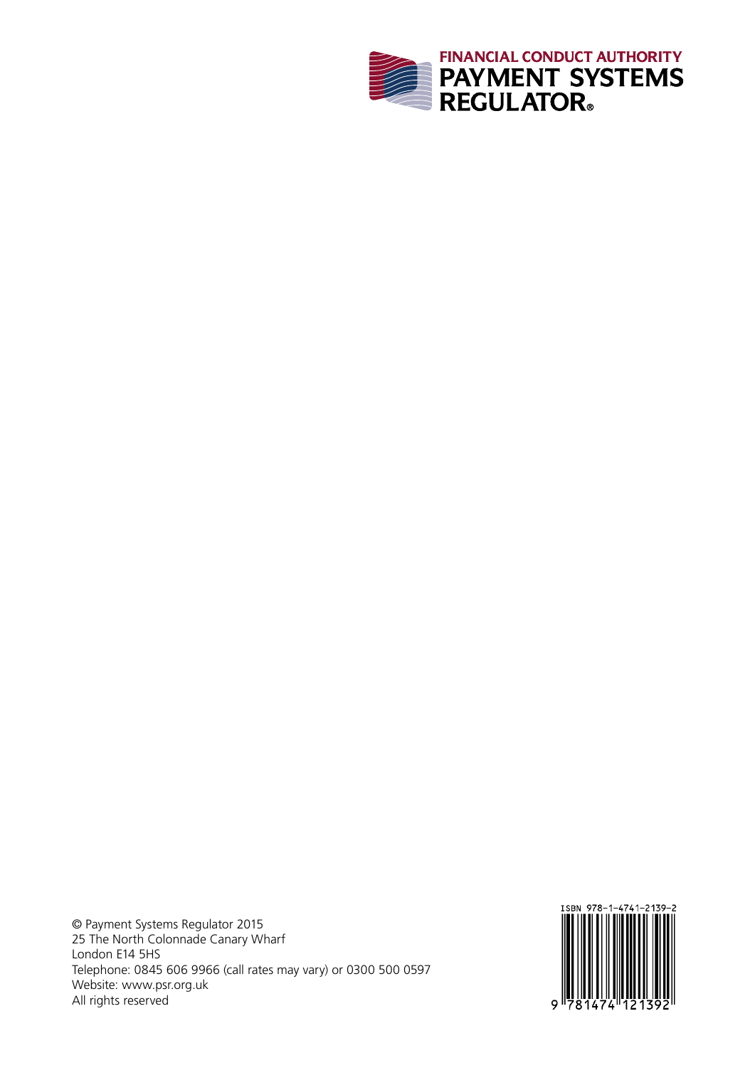FINANCIAL CONDUCT AUTHORITY
PAYMENT SYSTEMS REGULATOR

© Payment Systems Regulator 2015
25 The North Colonnade Canary Wharf
London E14 5HS
Telephone: 0845 606 9966 (call rates may vary) or 0300 500 0597
Website: www.psr.org.uk
All rights reserved

ISBN 978-1-4741-2139-2